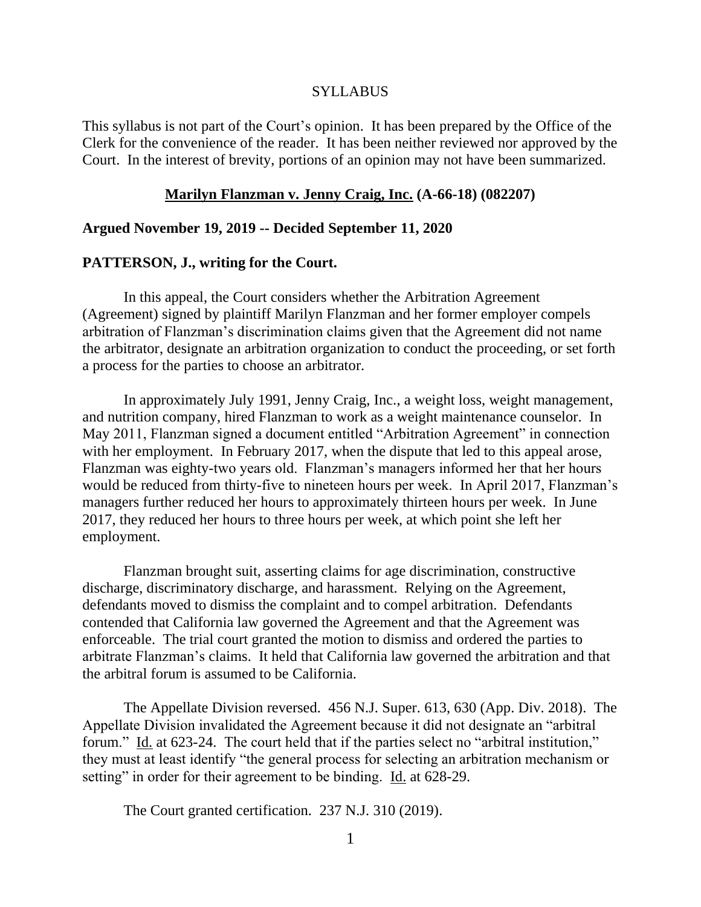SYLLABUS

This syllabus is not part of the Court's opinion. It has been prepared by the Office of the Clerk for the convenience of the reader. It has been neither reviewed nor approved by the Court. In the interest of brevity, portions of an opinion may not have been summarized.

**Marilyn Flanzman v. Jenny Craig, Inc. (A-66-18) (082207)**

**Argued November 19, 2019 -- Decided September 11, 2020**

**PATTERSON, J., writing for the Court.**

In this appeal, the Court considers whether the Arbitration Agreement (Agreement) signed by plaintiff Marilyn Flanzman and her former employer compels arbitration of Flanzman's discrimination claims given that the Agreement did not name the arbitrator, designate an arbitration organization to conduct the proceeding, or set forth a process for the parties to choose an arbitrator.

In approximately July 1991, Jenny Craig, Inc., a weight loss, weight management, and nutrition company, hired Flanzman to work as a weight maintenance counselor. In May 2011, Flanzman signed a document entitled "Arbitration Agreement" in connection with her employment. In February 2017, when the dispute that led to this appeal arose, Flanzman was eighty-two years old. Flanzman's managers informed her that her hours would be reduced from thirty-five to nineteen hours per week. In April 2017, Flanzman's managers further reduced her hours to approximately thirteen hours per week. In June 2017, they reduced her hours to three hours per week, at which point she left her employment.

Flanzman brought suit, asserting claims for age discrimination, constructive discharge, discriminatory discharge, and harassment. Relying on the Agreement, defendants moved to dismiss the complaint and to compel arbitration. Defendants contended that California law governed the Agreement and that the Agreement was enforceable. The trial court granted the motion to dismiss and ordered the parties to arbitrate Flanzman's claims. It held that California law governed the arbitration and that the arbitral forum is assumed to be California.

The Appellate Division reversed. 456 N.J. Super. 613, 630 (App. Div. 2018). The Appellate Division invalidated the Agreement because it did not designate an "arbitral forum." Id. at 623-24. The court held that if the parties select no "arbitral institution," they must at least identify "the general process for selecting an arbitration mechanism or setting" in order for their agreement to be binding. Id. at 628-29.

The Court granted certification. 237 N.J. 310 (2019).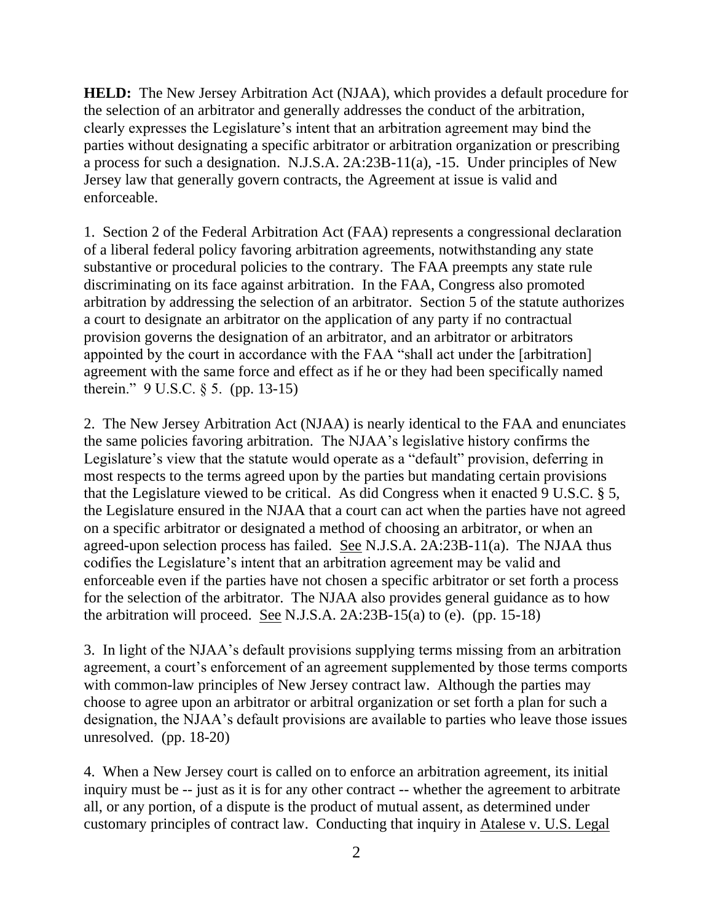**HELD:** The New Jersey Arbitration Act (NJAA), which provides a default procedure for the selection of an arbitrator and generally addresses the conduct of the arbitration, clearly expresses the Legislature's intent that an arbitration agreement may bind the parties without designating a specific arbitrator or arbitration organization or prescribing a process for such a designation. N.J.S.A. 2A:23B-11(a), -15. Under principles of New Jersey law that generally govern contracts, the Agreement at issue is valid and enforceable.

1. Section 2 of the Federal Arbitration Act (FAA) represents a congressional declaration of a liberal federal policy favoring arbitration agreements, notwithstanding any state substantive or procedural policies to the contrary. The FAA preempts any state rule discriminating on its face against arbitration. In the FAA, Congress also promoted arbitration by addressing the selection of an arbitrator. Section 5 of the statute authorizes a court to designate an arbitrator on the application of any party if no contractual provision governs the designation of an arbitrator, and an arbitrator or arbitrators appointed by the court in accordance with the FAA "shall act under the [arbitration] agreement with the same force and effect as if he or they had been specifically named therein." 9 U.S.C. § 5. (pp. 13-15)

2. The New Jersey Arbitration Act (NJAA) is nearly identical to the FAA and enunciates the same policies favoring arbitration. The NJAA's legislative history confirms the Legislature's view that the statute would operate as a "default" provision, deferring in most respects to the terms agreed upon by the parties but mandating certain provisions that the Legislature viewed to be critical. As did Congress when it enacted 9 U.S.C. § 5, the Legislature ensured in the NJAA that a court can act when the parties have not agreed on a specific arbitrator or designated a method of choosing an arbitrator, or when an agreed-upon selection process has failed. See N.J.S.A. 2A:23B-11(a). The NJAA thus codifies the Legislature's intent that an arbitration agreement may be valid and enforceable even if the parties have not chosen a specific arbitrator or set forth a process for the selection of the arbitrator. The NJAA also provides general guidance as to how the arbitration will proceed. See N.J.S.A. 2A:23B-15(a) to (e). (pp. 15-18)

3. In light of the NJAA's default provisions supplying terms missing from an arbitration agreement, a court's enforcement of an agreement supplemented by those terms comports with common-law principles of New Jersey contract law. Although the parties may choose to agree upon an arbitrator or arbitral organization or set forth a plan for such a designation, the NJAA's default provisions are available to parties who leave those issues unresolved. (pp. 18-20)

4. When a New Jersey court is called on to enforce an arbitration agreement, its initial inquiry must be -- just as it is for any other contract -- whether the agreement to arbitrate all, or any portion, of a dispute is the product of mutual assent, as determined under customary principles of contract law. Conducting that inquiry in Atalese v. U.S. Legal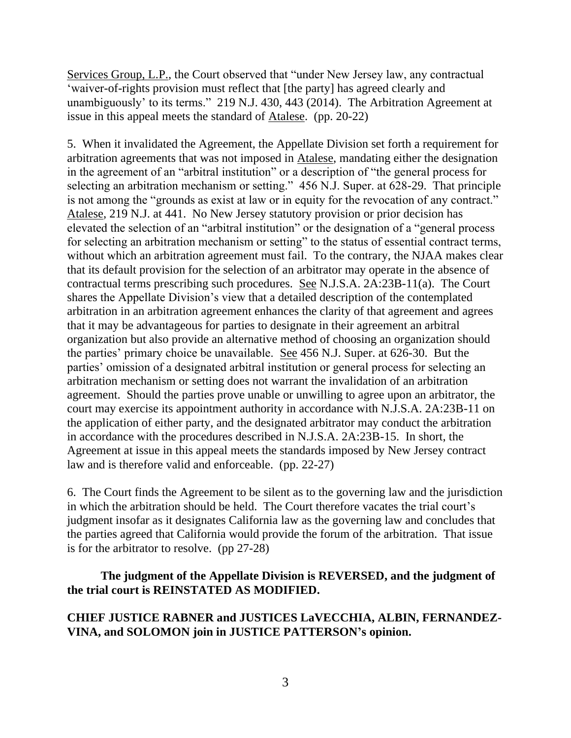Services Group, L.P., the Court observed that "under New Jersey law, any contractual 'waiver-of-rights provision must reflect that [the party] has agreed clearly and unambiguously' to its terms." 219 N.J. 430, 443 (2014). The Arbitration Agreement at issue in this appeal meets the standard of Atalese. (pp. 20-22)

5. When it invalidated the Agreement, the Appellate Division set forth a requirement for arbitration agreements that was not imposed in Atalese, mandating either the designation in the agreement of an "arbitral institution" or a description of "the general process for selecting an arbitration mechanism or setting." 456 N.J. Super. at 628-29. That principle is not among the "grounds as exist at law or in equity for the revocation of any contract." Atalese, 219 N.J. at 441. No New Jersey statutory provision or prior decision has elevated the selection of an "arbitral institution" or the designation of a "general process for selecting an arbitration mechanism or setting" to the status of essential contract terms, without which an arbitration agreement must fail. To the contrary, the NJAA makes clear that its default provision for the selection of an arbitrator may operate in the absence of contractual terms prescribing such procedures. See N.J.S.A. 2A:23B-11(a). The Court shares the Appellate Division's view that a detailed description of the contemplated arbitration in an arbitration agreement enhances the clarity of that agreement and agrees that it may be advantageous for parties to designate in their agreement an arbitral organization but also provide an alternative method of choosing an organization should the parties' primary choice be unavailable. See 456 N.J. Super. at 626-30. But the parties' omission of a designated arbitral institution or general process for selecting an arbitration mechanism or setting does not warrant the invalidation of an arbitration agreement. Should the parties prove unable or unwilling to agree upon an arbitrator, the court may exercise its appointment authority in accordance with N.J.S.A. 2A:23B-11 on the application of either party, and the designated arbitrator may conduct the arbitration in accordance with the procedures described in N.J.S.A. 2A:23B-15. In short, the Agreement at issue in this appeal meets the standards imposed by New Jersey contract law and is therefore valid and enforceable. (pp. 22-27)

6. The Court finds the Agreement to be silent as to the governing law and the jurisdiction in which the arbitration should be held. The Court therefore vacates the trial court's judgment insofar as it designates California law as the governing law and concludes that the parties agreed that California would provide the forum of the arbitration. That issue is for the arbitrator to resolve. (pp 27-28)

**The judgment of the Appellate Division is REVERSED, and the judgment of the trial court is REINSTATED AS MODIFIED.**

**CHIEF JUSTICE RABNER and JUSTICES LaVECCHIA, ALBIN, FERNANDEZ-VINA, and SOLOMON join in JUSTICE PATTERSON's opinion.**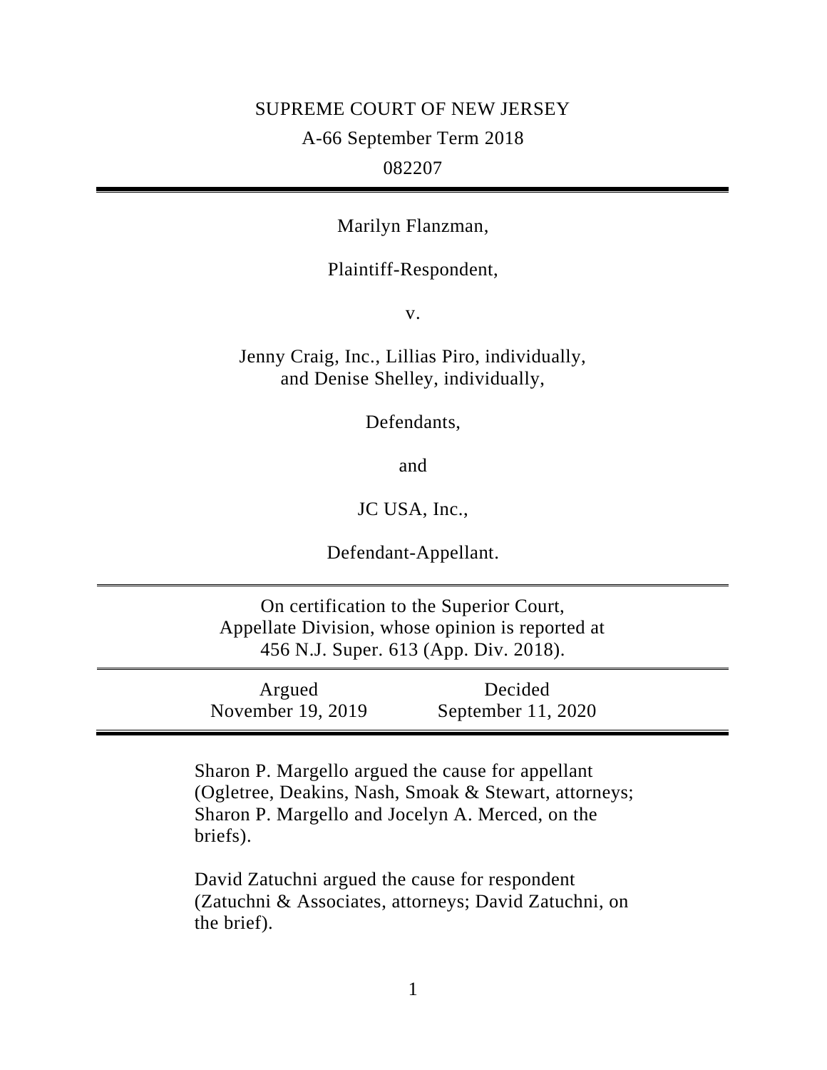SUPREME COURT OF NEW JERSEY

A-66 September Term 2018

082207

---

Marilyn Flanzman,

Plaintiff-Respondent,

v.

Jenny Craig, Inc., Lillias Piro, individually,
and Denise Shelley, individually,

Defendants,

and

JC USA, Inc.,

Defendant-Appellant.

---

On certification to the Superior Court,
Appellate Division, whose opinion is reported at
456 N.J. Super. 613 (App. Div. 2018).

---

| Argued | Decided |
|---|---|
| November 19, 2019 | September 11, 2020 |

---

Sharon P. Margello argued the cause for appellant (Ogletree, Deakins, Nash, Smoak & Stewart, attorneys; Sharon P. Margello and Jocelyn A. Merced, on the briefs).

David Zatuchni argued the cause for respondent (Zatuchni & Associates, attorneys; David Zatuchni, on the brief).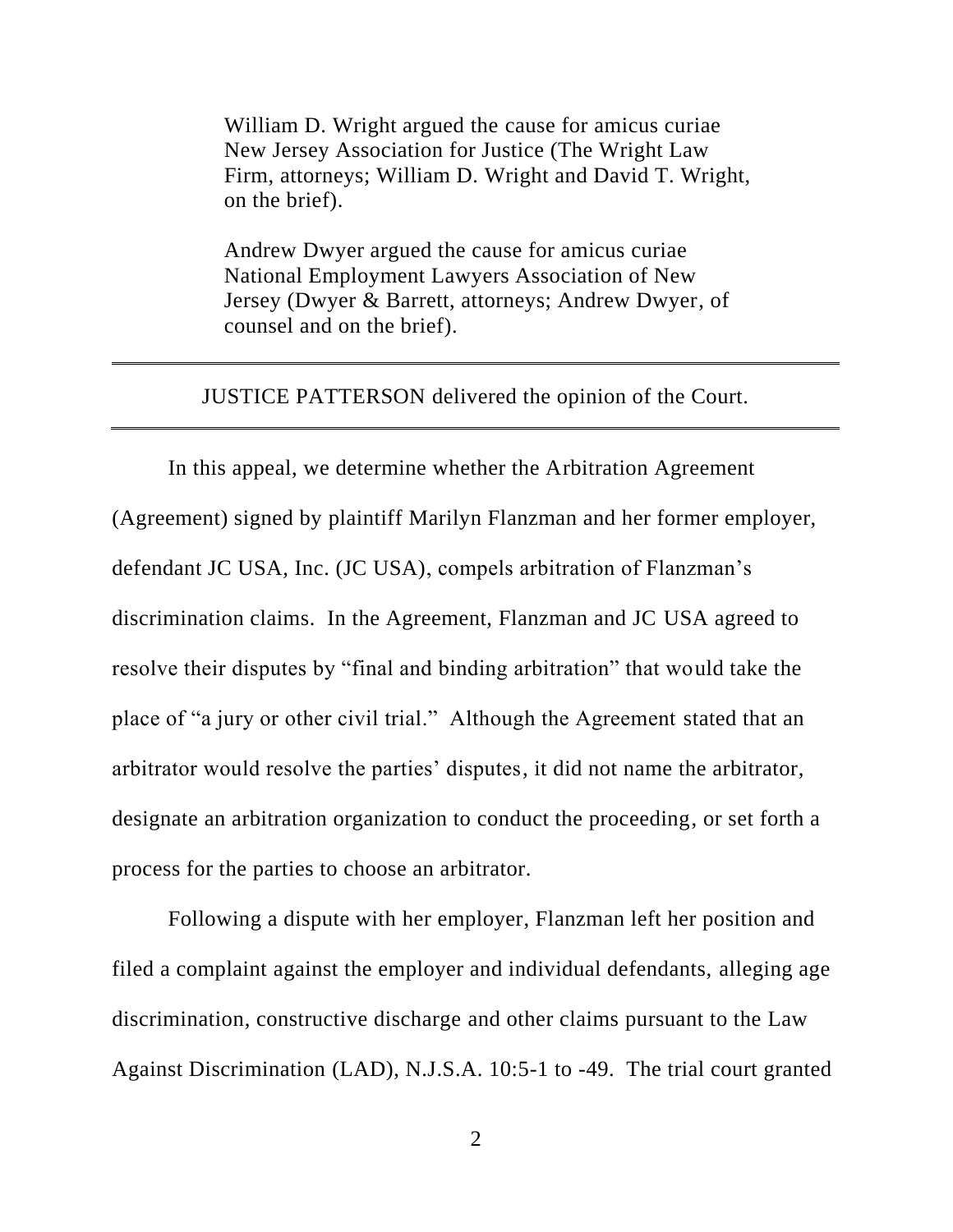William D. Wright argued the cause for amicus curiae New Jersey Association for Justice (The Wright Law Firm, attorneys; William D. Wright and David T. Wright, on the brief).

Andrew Dwyer argued the cause for amicus curiae National Employment Lawyers Association of New Jersey (Dwyer & Barrett, attorneys; Andrew Dwyer, of counsel and on the brief).

---

JUSTICE PATTERSON delivered the opinion of the Court.

---

In this appeal, we determine whether the Arbitration Agreement (Agreement) signed by plaintiff Marilyn Flanzman and her former employer, defendant JC USA, Inc. (JC USA), compels arbitration of Flanzman's discrimination claims. In the Agreement, Flanzman and JC USA agreed to resolve their disputes by "final and binding arbitration" that would take the place of "a jury or other civil trial." Although the Agreement stated that an arbitrator would resolve the parties' disputes, it did not name the arbitrator, designate an arbitration organization to conduct the proceeding, or set forth a process for the parties to choose an arbitrator.

Following a dispute with her employer, Flanzman left her position and filed a complaint against the employer and individual defendants, alleging age discrimination, constructive discharge and other claims pursuant to the Law Against Discrimination (LAD), N.J.S.A. 10:5-1 to -49. The trial court granted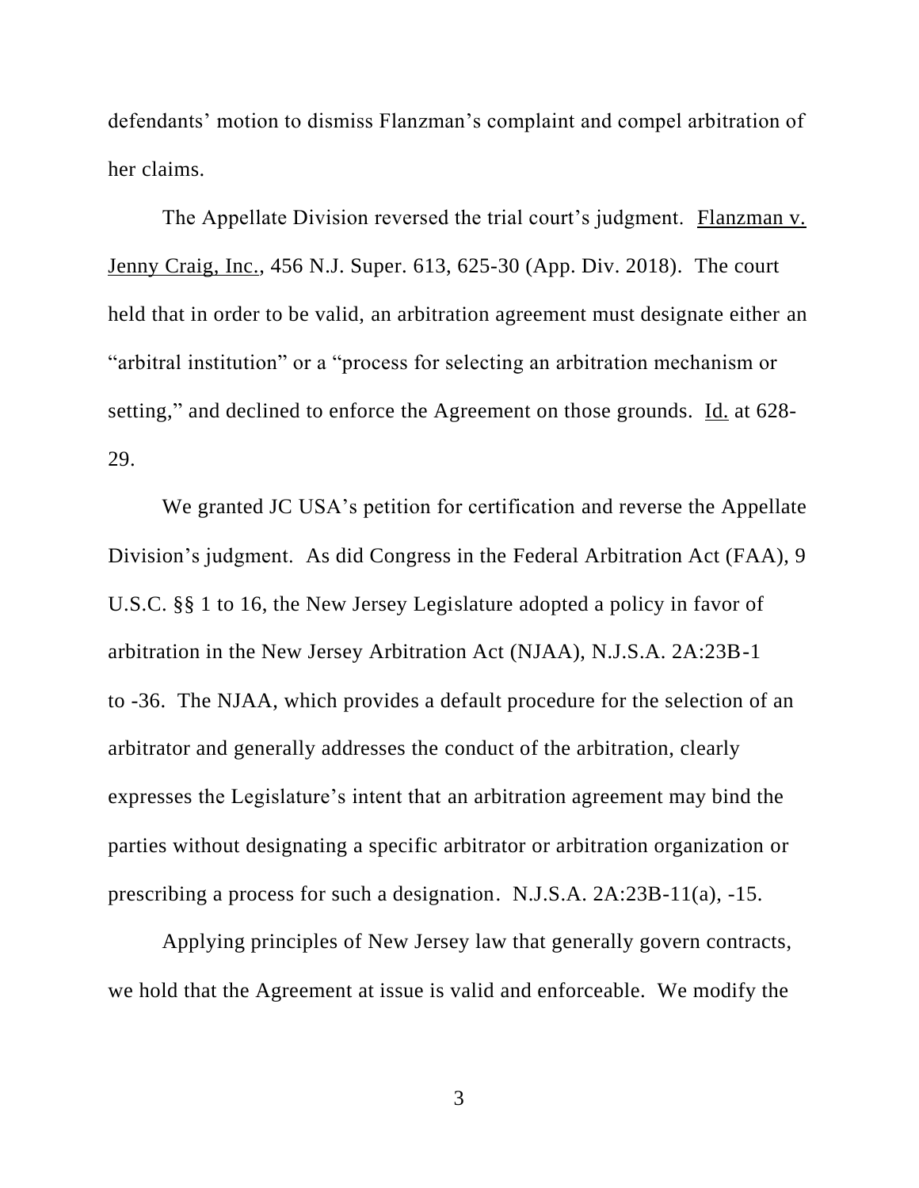defendants' motion to dismiss Flanzman's complaint and compel arbitration of her claims.

The Appellate Division reversed the trial court's judgment. Flanzman v. Jenny Craig, Inc., 456 N.J. Super. 613, 625-30 (App. Div. 2018). The court held that in order to be valid, an arbitration agreement must designate either an "arbitral institution" or a "process for selecting an arbitration mechanism or setting," and declined to enforce the Agreement on those grounds. Id. at 628-29.

We granted JC USA's petition for certification and reverse the Appellate Division's judgment. As did Congress in the Federal Arbitration Act (FAA), 9 U.S.C. §§ 1 to 16, the New Jersey Legislature adopted a policy in favor of arbitration in the New Jersey Arbitration Act (NJAA), N.J.S.A. 2A:23B-1 to -36. The NJAA, which provides a default procedure for the selection of an arbitrator and generally addresses the conduct of the arbitration, clearly expresses the Legislature's intent that an arbitration agreement may bind the parties without designating a specific arbitrator or arbitration organization or prescribing a process for such a designation. N.J.S.A. 2A:23B-11(a), -15.

Applying principles of New Jersey law that generally govern contracts, we hold that the Agreement at issue is valid and enforceable. We modify the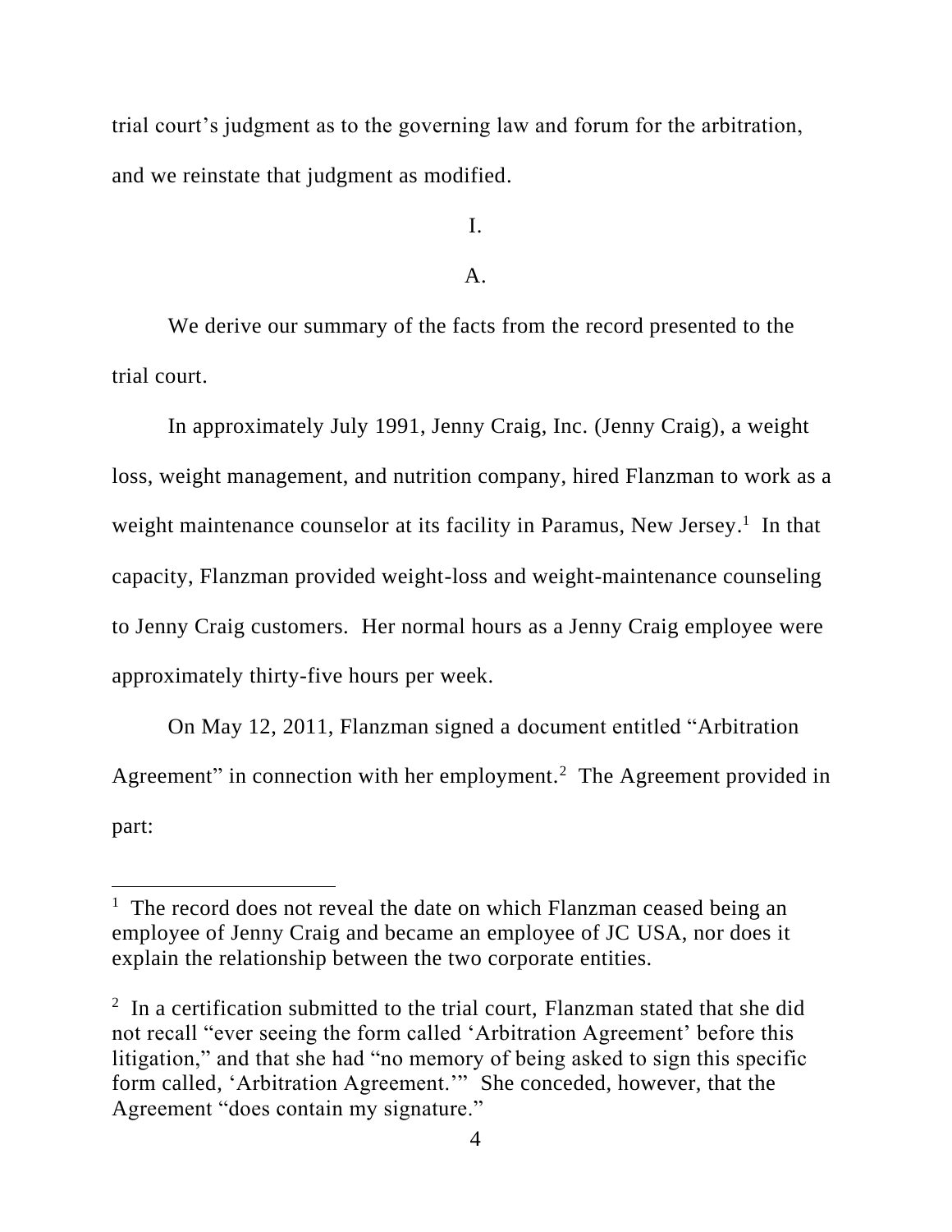trial court's judgment as to the governing law and forum for the arbitration, and we reinstate that judgment as modified.

I.

A.

We derive our summary of the facts from the record presented to the trial court.

In approximately July 1991, Jenny Craig, Inc. (Jenny Craig), a weight loss, weight management, and nutrition company, hired Flanzman to work as a weight maintenance counselor at its facility in Paramus, New Jersey.[1] In that capacity, Flanzman provided weight-loss and weight-maintenance counseling to Jenny Craig customers. Her normal hours as a Jenny Craig employee were approximately thirty-five hours per week.

On May 12, 2011, Flanzman signed a document entitled "Arbitration Agreement" in connection with her employment.[2] The Agreement provided in part:

---

[1] The record does not reveal the date on which Flanzman ceased being an employee of Jenny Craig and became an employee of JC USA, nor does it explain the relationship between the two corporate entities.

[2] In a certification submitted to the trial court, Flanzman stated that she did not recall "ever seeing the form called 'Arbitration Agreement' before this litigation," and that she had "no memory of being asked to sign this specific form called, 'Arbitration Agreement.'" She conceded, however, that the Agreement "does contain my signature."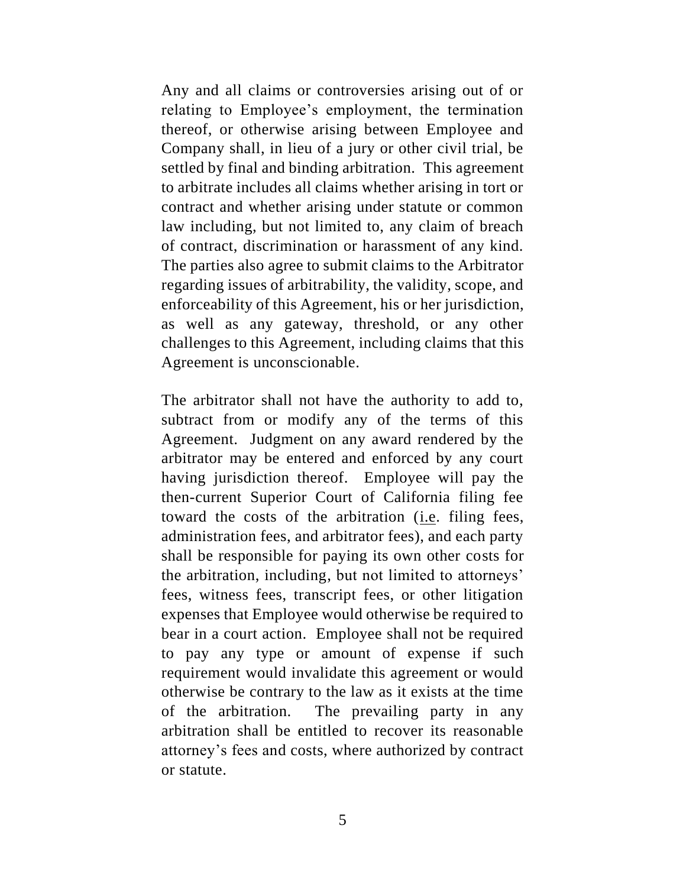Any and all claims or controversies arising out of or relating to Employee's employment, the termination thereof, or otherwise arising between Employee and Company shall, in lieu of a jury or other civil trial, be settled by final and binding arbitration. This agreement to arbitrate includes all claims whether arising in tort or contract and whether arising under statute or common law including, but not limited to, any claim of breach of contract, discrimination or harassment of any kind. The parties also agree to submit claims to the Arbitrator regarding issues of arbitrability, the validity, scope, and enforceability of this Agreement, his or her jurisdiction, as well as any gateway, threshold, or any other challenges to this Agreement, including claims that this Agreement is unconscionable.

The arbitrator shall not have the authority to add to, subtract from or modify any of the terms of this Agreement. Judgment on any award rendered by the arbitrator may be entered and enforced by any court having jurisdiction thereof. Employee will pay the then-current Superior Court of California filing fee toward the costs of the arbitration (i.e. filing fees, administration fees, and arbitrator fees), and each party shall be responsible for paying its own other costs for the arbitration, including, but not limited to attorneys' fees, witness fees, transcript fees, or other litigation expenses that Employee would otherwise be required to bear in a court action. Employee shall not be required to pay any type or amount of expense if such requirement would invalidate this agreement or would otherwise be contrary to the law as it exists at the time of the arbitration. The prevailing party in any arbitration shall be entitled to recover its reasonable attorney's fees and costs, where authorized by contract or statute.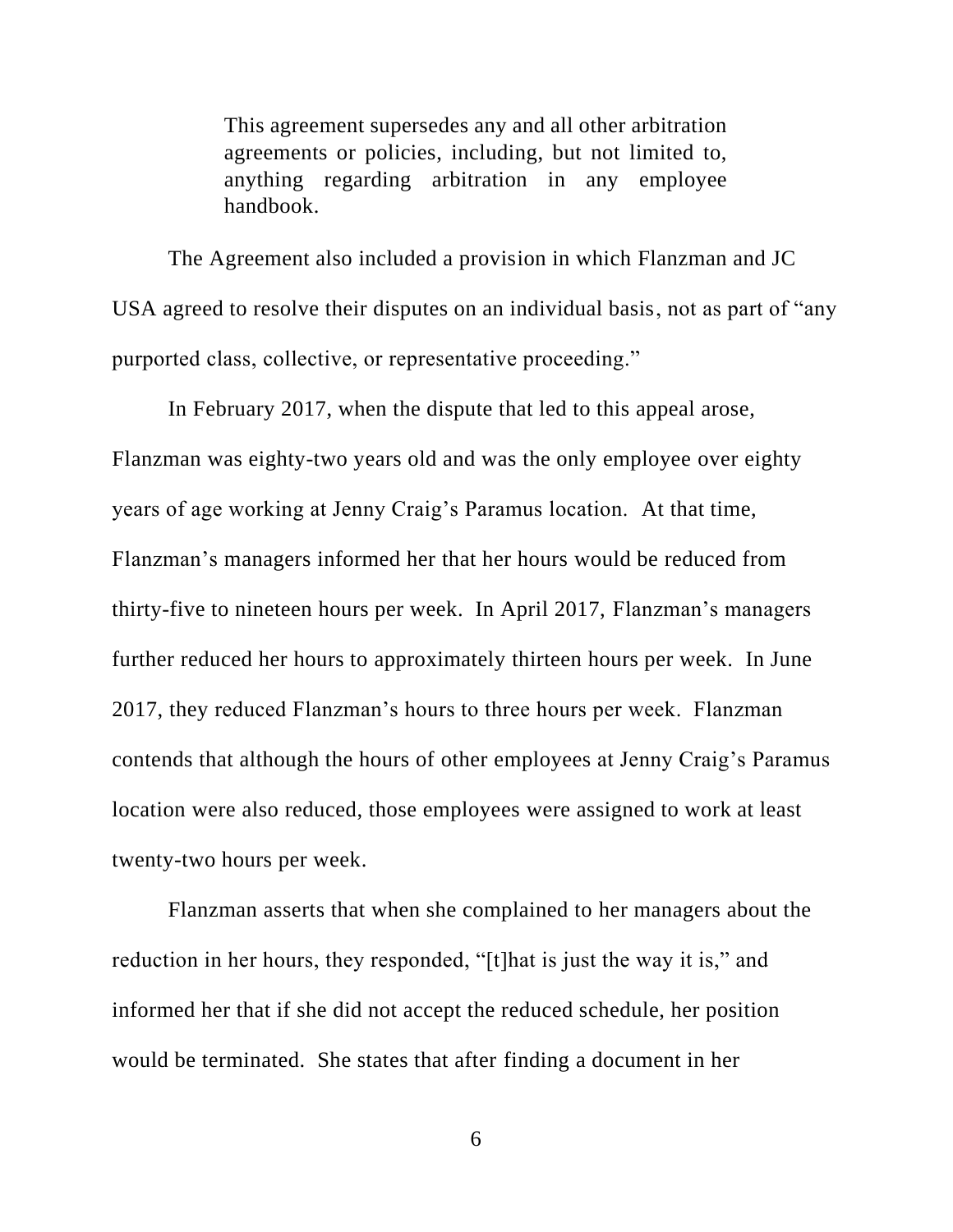> This agreement supersedes any and all other arbitration agreements or policies, including, but not limited to, anything regarding arbitration in any employee handbook.

The Agreement also included a provision in which Flanzman and JC USA agreed to resolve their disputes on an individual basis, not as part of "any purported class, collective, or representative proceeding."

In February 2017, when the dispute that led to this appeal arose, Flanzman was eighty-two years old and was the only employee over eighty years of age working at Jenny Craig's Paramus location. At that time, Flanzman's managers informed her that her hours would be reduced from thirty-five to nineteen hours per week. In April 2017, Flanzman's managers further reduced her hours to approximately thirteen hours per week. In June 2017, they reduced Flanzman's hours to three hours per week. Flanzman contends that although the hours of other employees at Jenny Craig's Paramus location were also reduced, those employees were assigned to work at least twenty-two hours per week.

Flanzman asserts that when she complained to her managers about the reduction in her hours, they responded, "[t]hat is just the way it is," and informed her that if she did not accept the reduced schedule, her position would be terminated. She states that after finding a document in her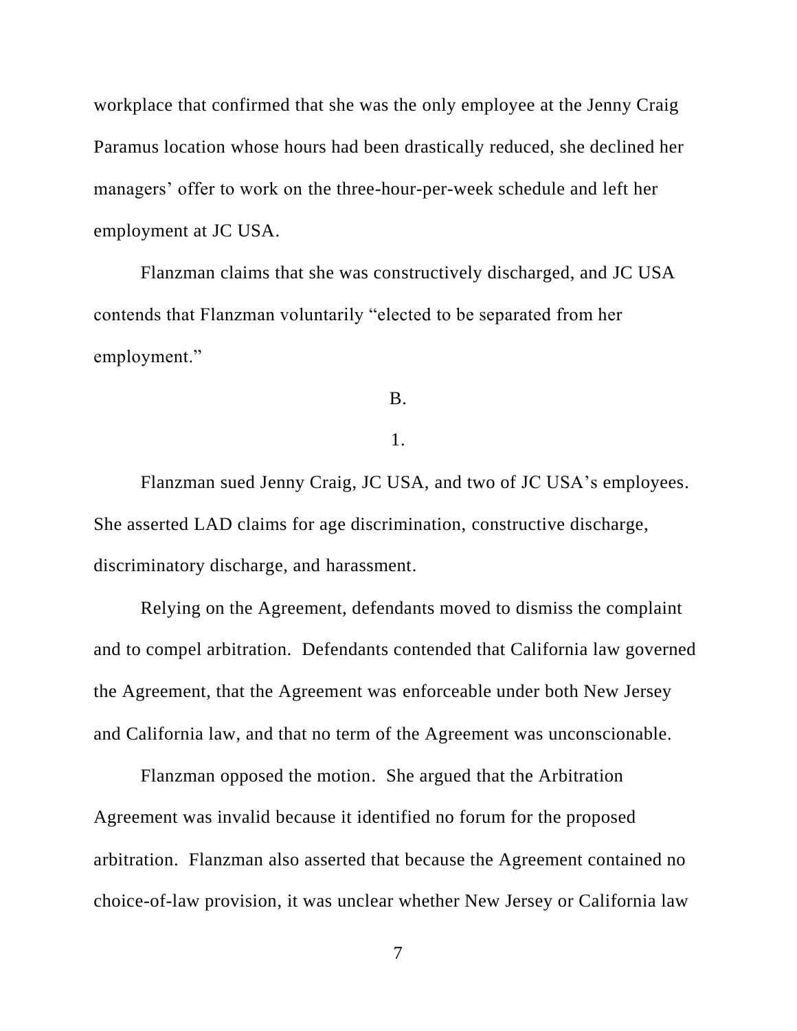workplace that confirmed that she was the only employee at the Jenny Craig Paramus location whose hours had been drastically reduced, she declined her managers' offer to work on the three-hour-per-week schedule and left her employment at JC USA.

Flanzman claims that she was constructively discharged, and JC USA contends that Flanzman voluntarily "elected to be separated from her employment."

B.

1.

Flanzman sued Jenny Craig, JC USA, and two of JC USA's employees. She asserted LAD claims for age discrimination, constructive discharge, discriminatory discharge, and harassment.

Relying on the Agreement, defendants moved to dismiss the complaint and to compel arbitration. Defendants contended that California law governed the Agreement, that the Agreement was enforceable under both New Jersey and California law, and that no term of the Agreement was unconscionable.

Flanzman opposed the motion. She argued that the Arbitration Agreement was invalid because it identified no forum for the proposed arbitration. Flanzman also asserted that because the Agreement contained no choice-of-law provision, it was unclear whether New Jersey or California law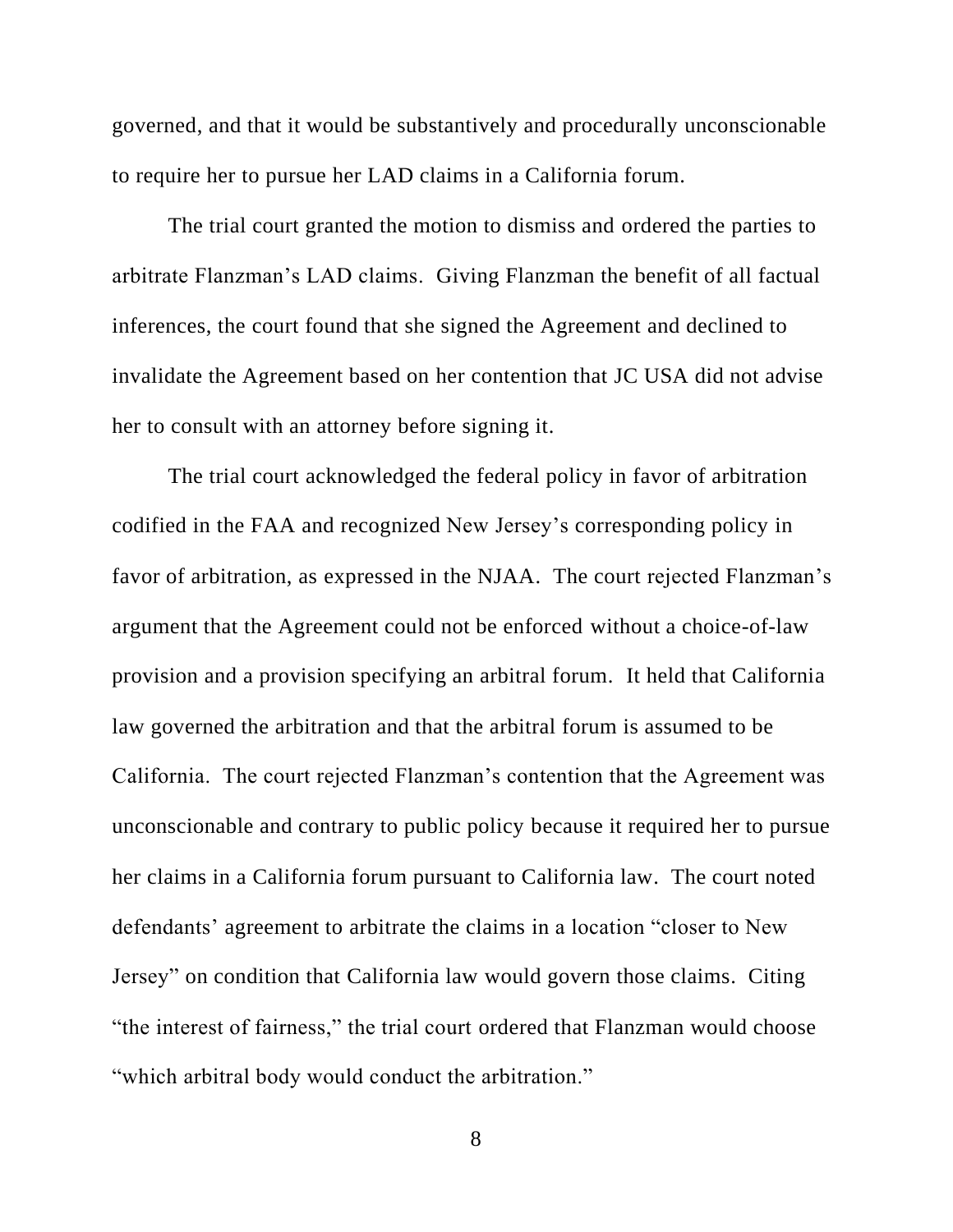governed, and that it would be substantively and procedurally unconscionable to require her to pursue her LAD claims in a California forum.

The trial court granted the motion to dismiss and ordered the parties to arbitrate Flanzman's LAD claims. Giving Flanzman the benefit of all factual inferences, the court found that she signed the Agreement and declined to invalidate the Agreement based on her contention that JC USA did not advise her to consult with an attorney before signing it.

The trial court acknowledged the federal policy in favor of arbitration codified in the FAA and recognized New Jersey's corresponding policy in favor of arbitration, as expressed in the NJAA. The court rejected Flanzman's argument that the Agreement could not be enforced without a choice-of-law provision and a provision specifying an arbitral forum. It held that California law governed the arbitration and that the arbitral forum is assumed to be California. The court rejected Flanzman's contention that the Agreement was unconscionable and contrary to public policy because it required her to pursue her claims in a California forum pursuant to California law. The court noted defendants' agreement to arbitrate the claims in a location "closer to New Jersey" on condition that California law would govern those claims. Citing "the interest of fairness," the trial court ordered that Flanzman would choose "which arbitral body would conduct the arbitration."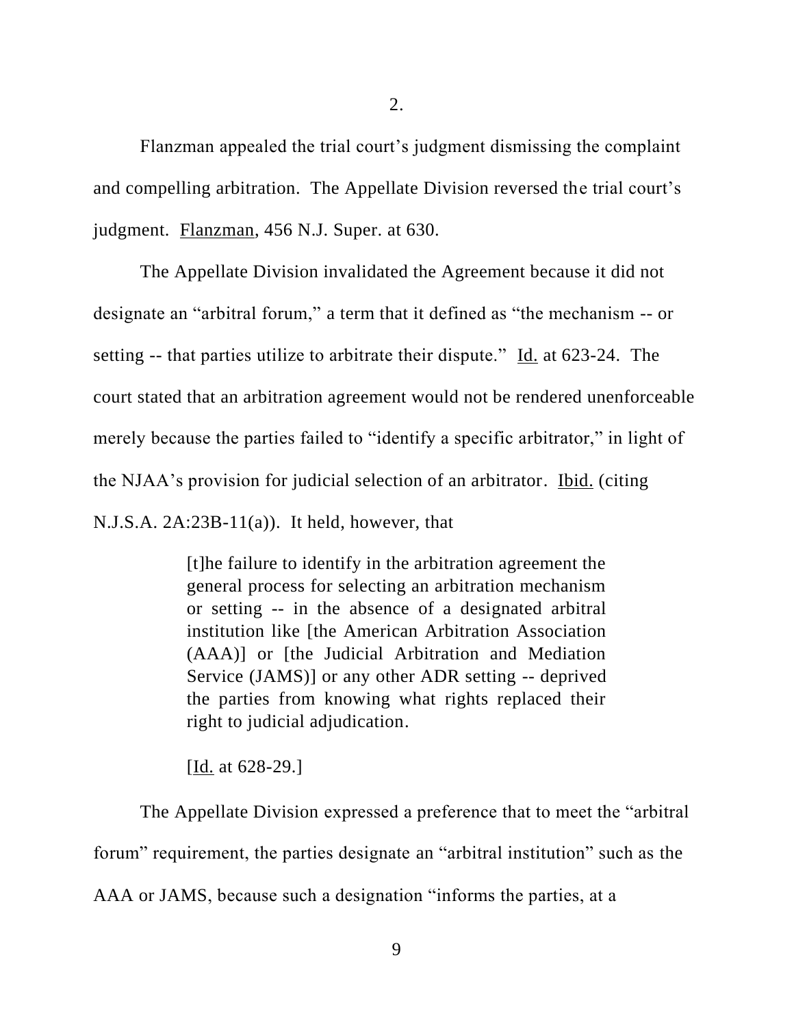2.

Flanzman appealed the trial court's judgment dismissing the complaint and compelling arbitration. The Appellate Division reversed the trial court's judgment. Flanzman, 456 N.J. Super. at 630.

The Appellate Division invalidated the Agreement because it did not designate an "arbitral forum," a term that it defined as "the mechanism -- or setting -- that parties utilize to arbitrate their dispute." Id. at 623-24. The court stated that an arbitration agreement would not be rendered unenforceable merely because the parties failed to "identify a specific arbitrator," in light of the NJAA's provision for judicial selection of an arbitrator. Ibid. (citing N.J.S.A. 2A:23B-11(a)). It held, however, that

> [t]he failure to identify in the arbitration agreement the general process for selecting an arbitration mechanism or setting -- in the absence of a designated arbitral institution like [the American Arbitration Association (AAA)] or [the Judicial Arbitration and Mediation Service (JAMS)] or any other ADR setting -- deprived the parties from knowing what rights replaced their right to judicial adjudication.
>
> [Id. at 628-29.]

The Appellate Division expressed a preference that to meet the "arbitral forum" requirement, the parties designate an "arbitral institution" such as the AAA or JAMS, because such a designation "informs the parties, at a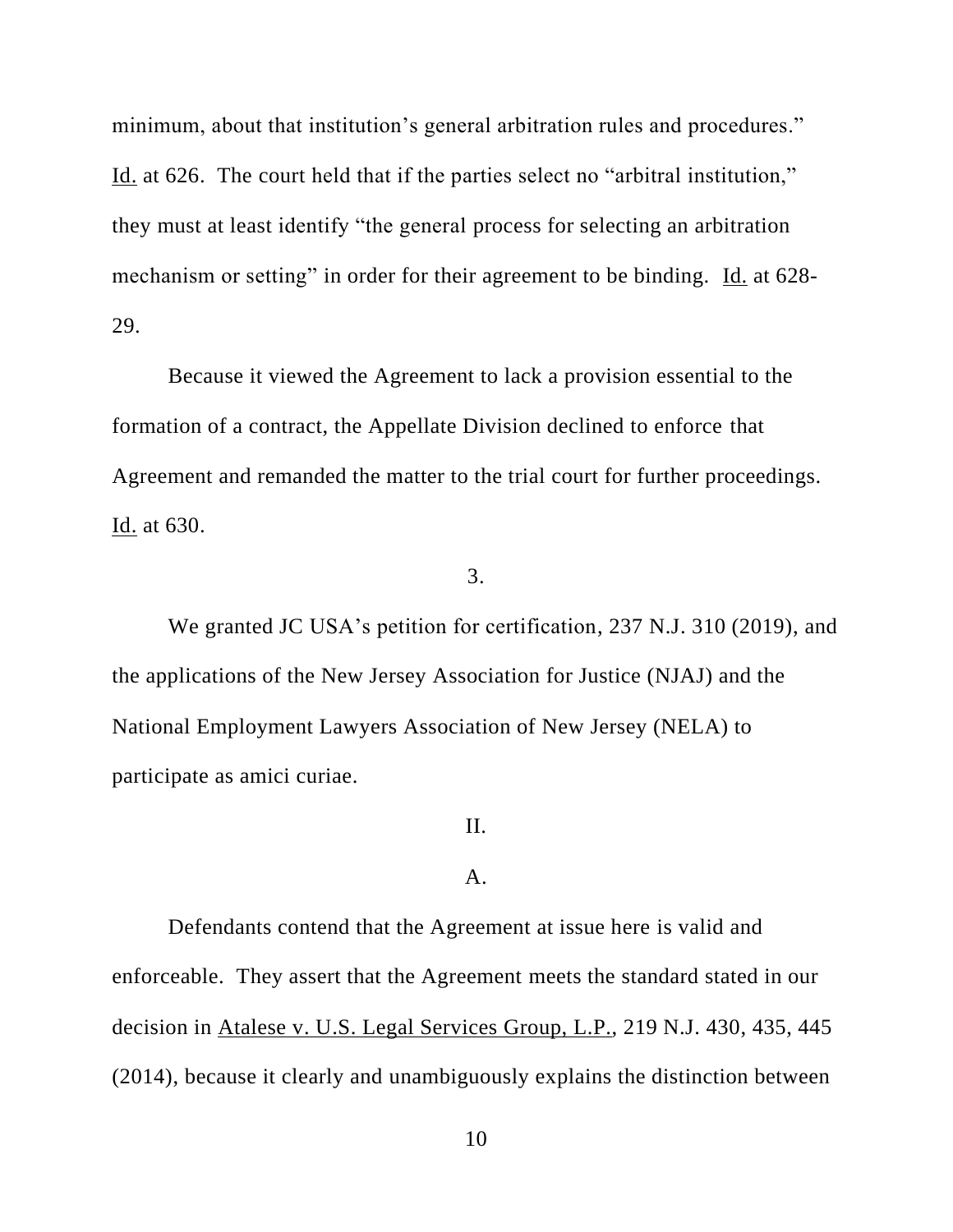minimum, about that institution's general arbitration rules and procedures." Id. at 626. The court held that if the parties select no "arbitral institution," they must at least identify "the general process for selecting an arbitration mechanism or setting" in order for their agreement to be binding. Id. at 628-29.

Because it viewed the Agreement to lack a provision essential to the formation of a contract, the Appellate Division declined to enforce that Agreement and remanded the matter to the trial court for further proceedings. Id. at 630.

3.

We granted JC USA's petition for certification, 237 N.J. 310 (2019), and the applications of the New Jersey Association for Justice (NJAJ) and the National Employment Lawyers Association of New Jersey (NELA) to participate as amici curiae.

II.

A.

Defendants contend that the Agreement at issue here is valid and enforceable. They assert that the Agreement meets the standard stated in our decision in Atalese v. U.S. Legal Services Group, L.P., 219 N.J. 430, 435, 445 (2014), because it clearly and unambiguously explains the distinction between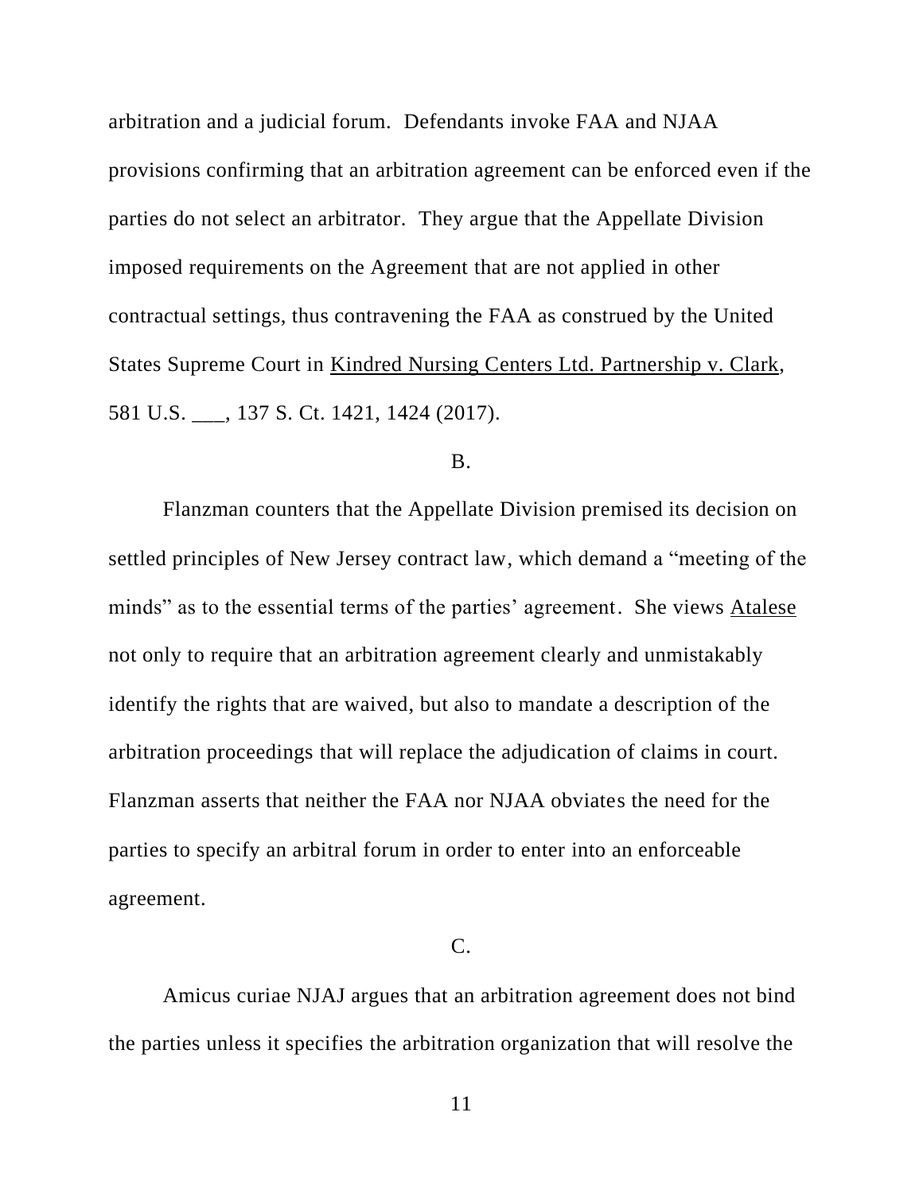arbitration and a judicial forum. Defendants invoke FAA and NJAA provisions confirming that an arbitration agreement can be enforced even if the parties do not select an arbitrator. They argue that the Appellate Division imposed requirements on the Agreement that are not applied in other contractual settings, thus contravening the FAA as construed by the United States Supreme Court in Kindred Nursing Centers Ltd. Partnership v. Clark, 581 U.S. ___, 137 S. Ct. 1421, 1424 (2017).

B.

Flanzman counters that the Appellate Division premised its decision on settled principles of New Jersey contract law, which demand a "meeting of the minds" as to the essential terms of the parties' agreement. She views Atalese not only to require that an arbitration agreement clearly and unmistakably identify the rights that are waived, but also to mandate a description of the arbitration proceedings that will replace the adjudication of claims in court. Flanzman asserts that neither the FAA nor NJAA obviates the need for the parties to specify an arbitral forum in order to enter into an enforceable agreement.

C.

Amicus curiae NJAJ argues that an arbitration agreement does not bind the parties unless it specifies the arbitration organization that will resolve the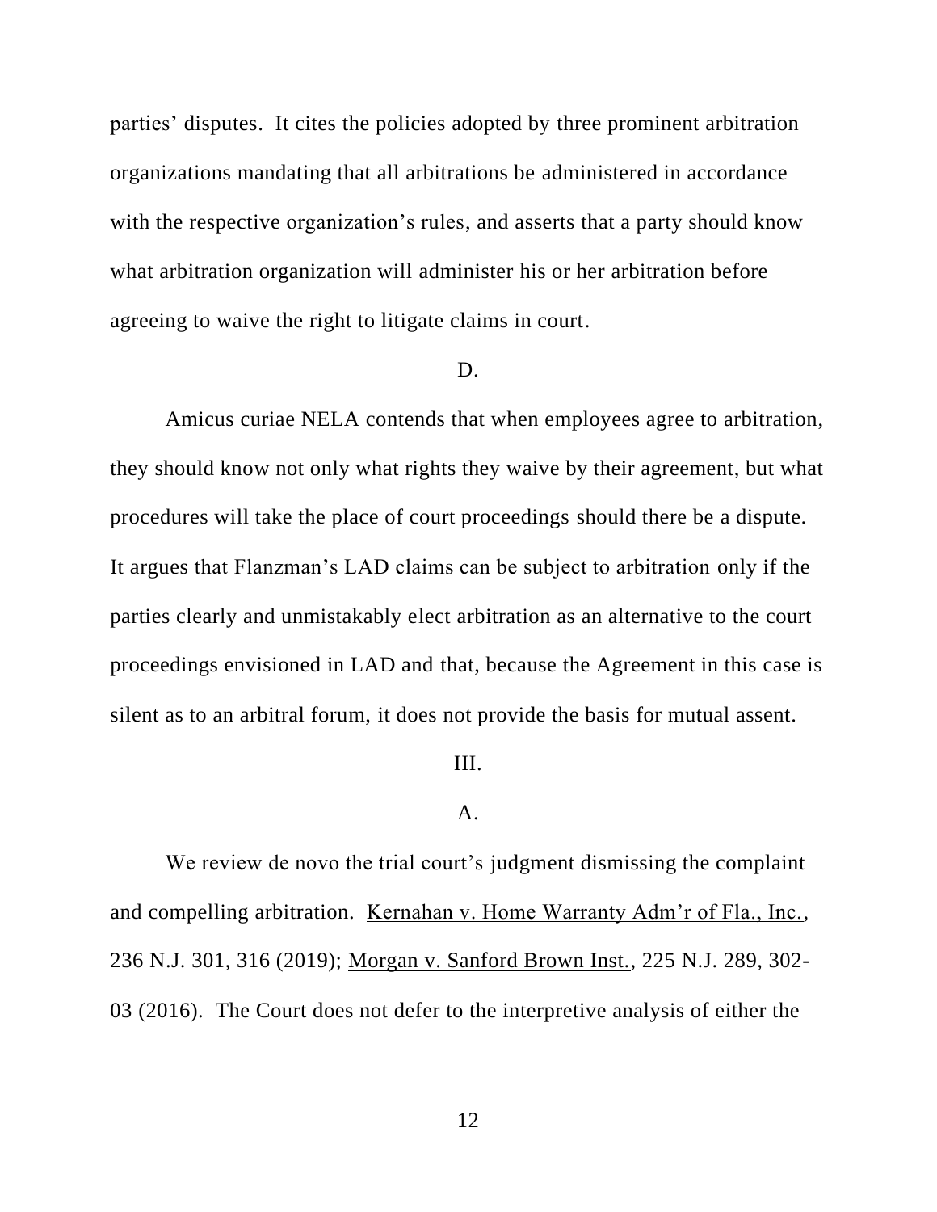parties' disputes. It cites the policies adopted by three prominent arbitration organizations mandating that all arbitrations be administered in accordance with the respective organization's rules, and asserts that a party should know what arbitration organization will administer his or her arbitration before agreeing to waive the right to litigate claims in court.

D.

Amicus curiae NELA contends that when employees agree to arbitration, they should know not only what rights they waive by their agreement, but what procedures will take the place of court proceedings should there be a dispute. It argues that Flanzman's LAD claims can be subject to arbitration only if the parties clearly and unmistakably elect arbitration as an alternative to the court proceedings envisioned in LAD and that, because the Agreement in this case is silent as to an arbitral forum, it does not provide the basis for mutual assent.

III.

A.

We review de novo the trial court's judgment dismissing the complaint and compelling arbitration. Kernahan v. Home Warranty Adm'r of Fla., Inc., 236 N.J. 301, 316 (2019); Morgan v. Sanford Brown Inst., 225 N.J. 289, 302-03 (2016). The Court does not defer to the interpretive analysis of either the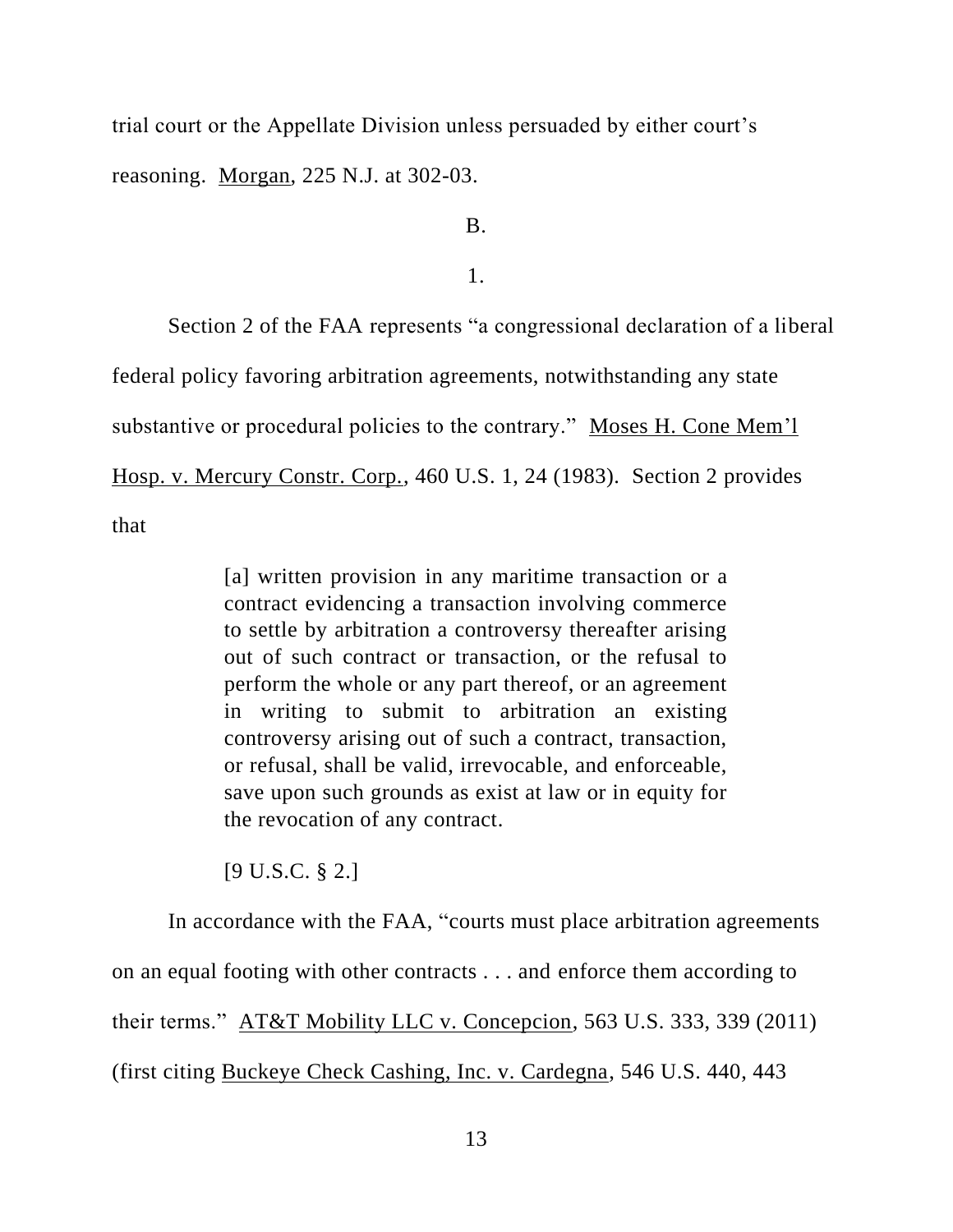trial court or the Appellate Division unless persuaded by either court's reasoning. Morgan, 225 N.J. at 302-03.

B.

1.

Section 2 of the FAA represents "a congressional declaration of a liberal federal policy favoring arbitration agreements, notwithstanding any state substantive or procedural policies to the contrary." Moses H. Cone Mem'l Hosp. v. Mercury Constr. Corp., 460 U.S. 1, 24 (1983). Section 2 provides that

> [a] written provision in any maritime transaction or a contract evidencing a transaction involving commerce to settle by arbitration a controversy thereafter arising out of such contract or transaction, or the refusal to perform the whole or any part thereof, or an agreement in writing to submit to arbitration an existing controversy arising out of such a contract, transaction, or refusal, shall be valid, irrevocable, and enforceable, save upon such grounds as exist at law or in equity for the revocation of any contract.
>
> [9 U.S.C. § 2.]

In accordance with the FAA, "courts must place arbitration agreements on an equal footing with other contracts . . . and enforce them according to their terms." AT&T Mobility LLC v. Concepcion, 563 U.S. 333, 339 (2011) (first citing Buckeye Check Cashing, Inc. v. Cardegna, 546 U.S. 440, 443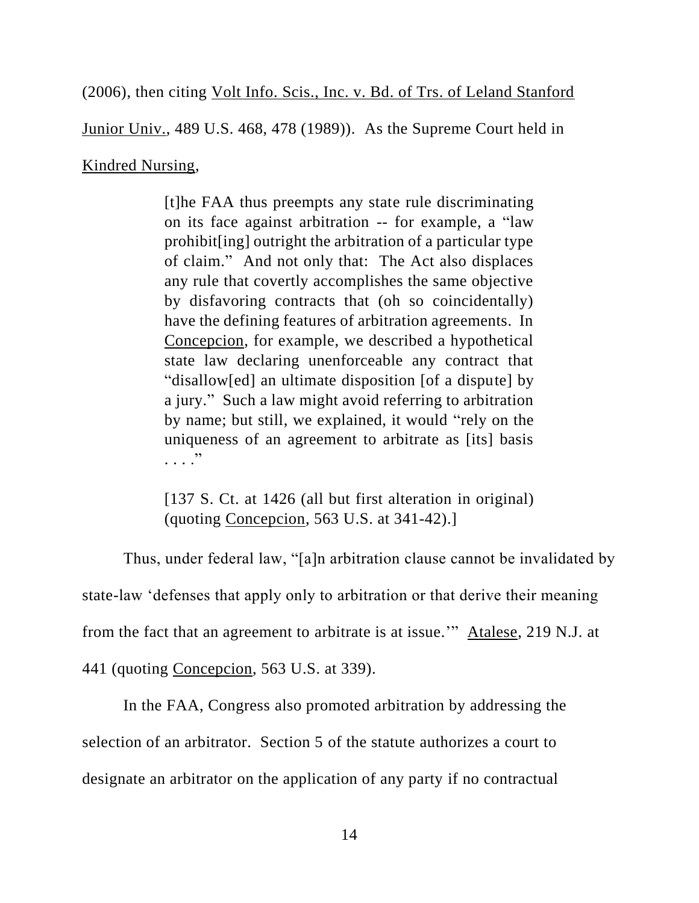(2006), then citing Volt Info. Scis., Inc. v. Bd. of Trs. of Leland Stanford Junior Univ., 489 U.S. 468, 478 (1989)). As the Supreme Court held in Kindred Nursing,

> [t]he FAA thus preempts any state rule discriminating on its face against arbitration -- for example, a "law prohibit[ing] outright the arbitration of a particular type of claim." And not only that: The Act also displaces any rule that covertly accomplishes the same objective by disfavoring contracts that (oh so coincidentally) have the defining features of arbitration agreements. In Concepcion, for example, we described a hypothetical state law declaring unenforceable any contract that "disallow[ed] an ultimate disposition [of a dispute] by a jury." Such a law might avoid referring to arbitration by name; but still, we explained, it would "rely on the uniqueness of an agreement to arbitrate as [its] basis . . . ."
>
> [137 S. Ct. at 1426 (all but first alteration in original) (quoting Concepcion, 563 U.S. at 341-42).]

Thus, under federal law, "[a]n arbitration clause cannot be invalidated by state-law 'defenses that apply only to arbitration or that derive their meaning from the fact that an agreement to arbitrate is at issue.'" Atalese, 219 N.J. at 441 (quoting Concepcion, 563 U.S. at 339).

In the FAA, Congress also promoted arbitration by addressing the selection of an arbitrator. Section 5 of the statute authorizes a court to designate an arbitrator on the application of any party if no contractual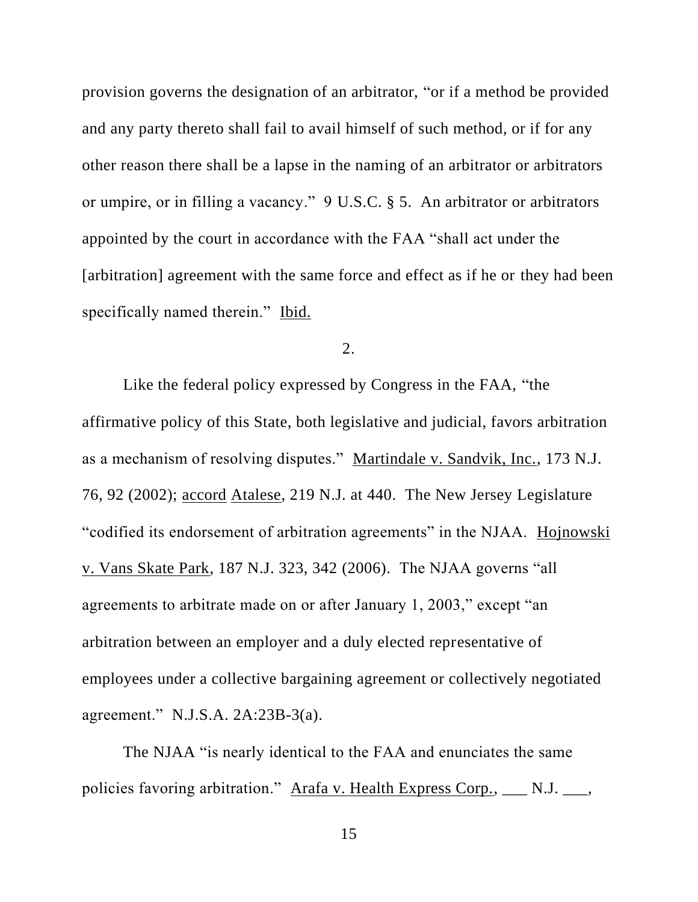provision governs the designation of an arbitrator, "or if a method be provided and any party thereto shall fail to avail himself of such method, or if for any other reason there shall be a lapse in the naming of an arbitrator or arbitrators or umpire, or in filling a vacancy." 9 U.S.C. § 5. An arbitrator or arbitrators appointed by the court in accordance with the FAA "shall act under the [arbitration] agreement with the same force and effect as if he or they had been specifically named therein." Ibid.

2.

Like the federal policy expressed by Congress in the FAA, "the affirmative policy of this State, both legislative and judicial, favors arbitration as a mechanism of resolving disputes." Martindale v. Sandvik, Inc., 173 N.J. 76, 92 (2002); accord Atalese, 219 N.J. at 440. The New Jersey Legislature "codified its endorsement of arbitration agreements" in the NJAA. Hojnowski v. Vans Skate Park, 187 N.J. 323, 342 (2006). The NJAA governs "all agreements to arbitrate made on or after January 1, 2003," except "an arbitration between an employer and a duly elected representative of employees under a collective bargaining agreement or collectively negotiated agreement." N.J.S.A. 2A:23B-3(a).

The NJAA "is nearly identical to the FAA and enunciates the same policies favoring arbitration." Arafa v. Health Express Corp., ___ N.J. ___,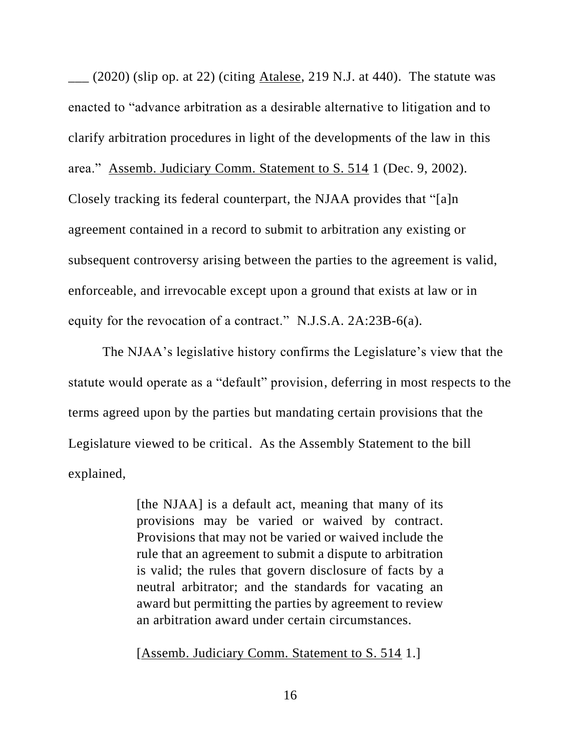___ (2020) (slip op. at 22) (citing Atalese, 219 N.J. at 440). The statute was enacted to "advance arbitration as a desirable alternative to litigation and to clarify arbitration procedures in light of the developments of the law in this area." Assemb. Judiciary Comm. Statement to S. 514 1 (Dec. 9, 2002). Closely tracking its federal counterpart, the NJAA provides that "[a]n agreement contained in a record to submit to arbitration any existing or subsequent controversy arising between the parties to the agreement is valid, enforceable, and irrevocable except upon a ground that exists at law or in equity for the revocation of a contract." N.J.S.A. 2A:23B-6(a).

The NJAA's legislative history confirms the Legislature's view that the statute would operate as a "default" provision, deferring in most respects to the terms agreed upon by the parties but mandating certain provisions that the Legislature viewed to be critical. As the Assembly Statement to the bill explained,

> [the NJAA] is a default act, meaning that many of its provisions may be varied or waived by contract. Provisions that may not be varied or waived include the rule that an agreement to submit a dispute to arbitration is valid; the rules that govern disclosure of facts by a neutral arbitrator; and the standards for vacating an award but permitting the parties by agreement to review an arbitration award under certain circumstances.
>
> [Assemb. Judiciary Comm. Statement to S. 514 1.]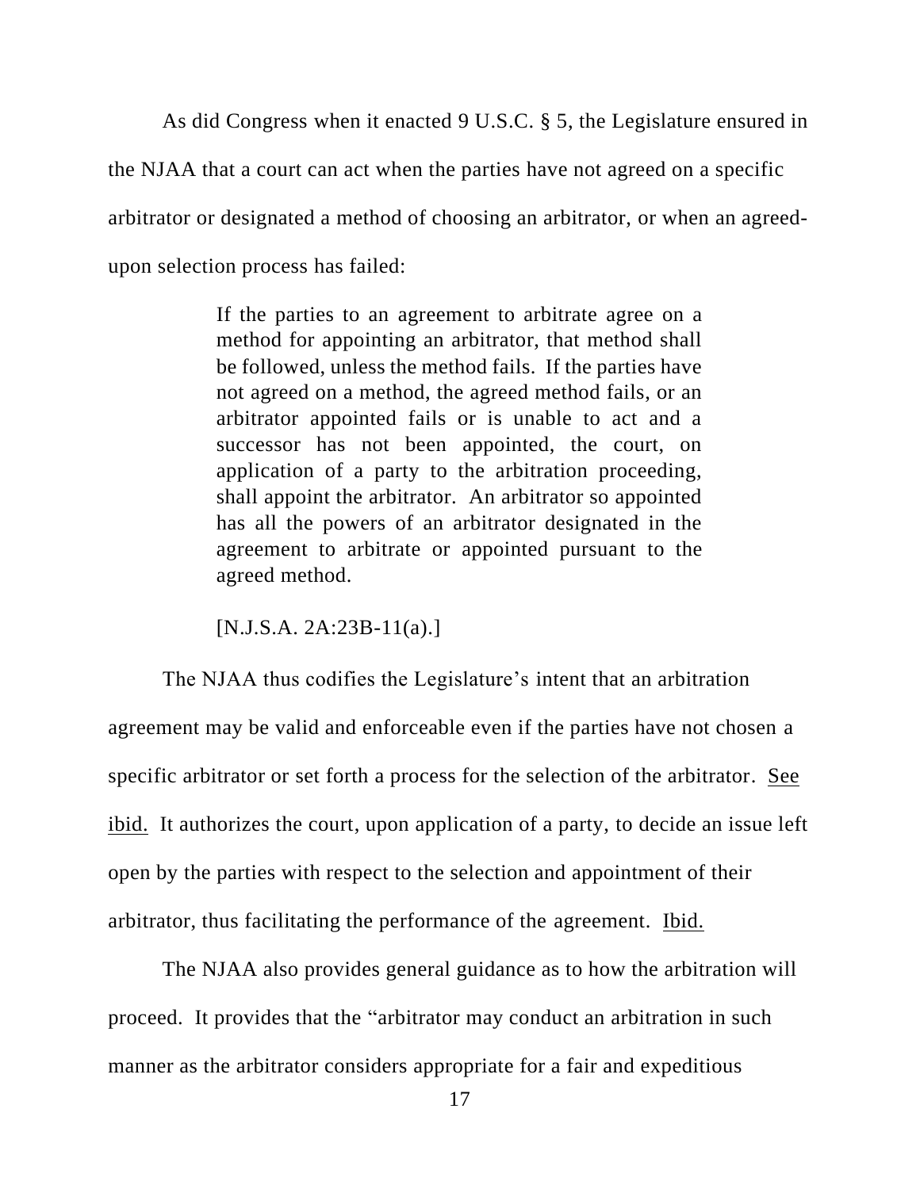As did Congress when it enacted 9 U.S.C. § 5, the Legislature ensured in the NJAA that a court can act when the parties have not agreed on a specific arbitrator or designated a method of choosing an arbitrator, or when an agreed-upon selection process has failed:

> If the parties to an agreement to arbitrate agree on a method for appointing an arbitrator, that method shall be followed, unless the method fails. If the parties have not agreed on a method, the agreed method fails, or an arbitrator appointed fails or is unable to act and a successor has not been appointed, the court, on application of a party to the arbitration proceeding, shall appoint the arbitrator. An arbitrator so appointed has all the powers of an arbitrator designated in the agreement to arbitrate or appointed pursuant to the agreed method.
>
> [N.J.S.A. 2A:23B-11(a).]

The NJAA thus codifies the Legislature's intent that an arbitration agreement may be valid and enforceable even if the parties have not chosen a specific arbitrator or set forth a process for the selection of the arbitrator. See ibid. It authorizes the court, upon application of a party, to decide an issue left open by the parties with respect to the selection and appointment of their arbitrator, thus facilitating the performance of the agreement. Ibid.

The NJAA also provides general guidance as to how the arbitration will proceed. It provides that the "arbitrator may conduct an arbitration in such manner as the arbitrator considers appropriate for a fair and expeditious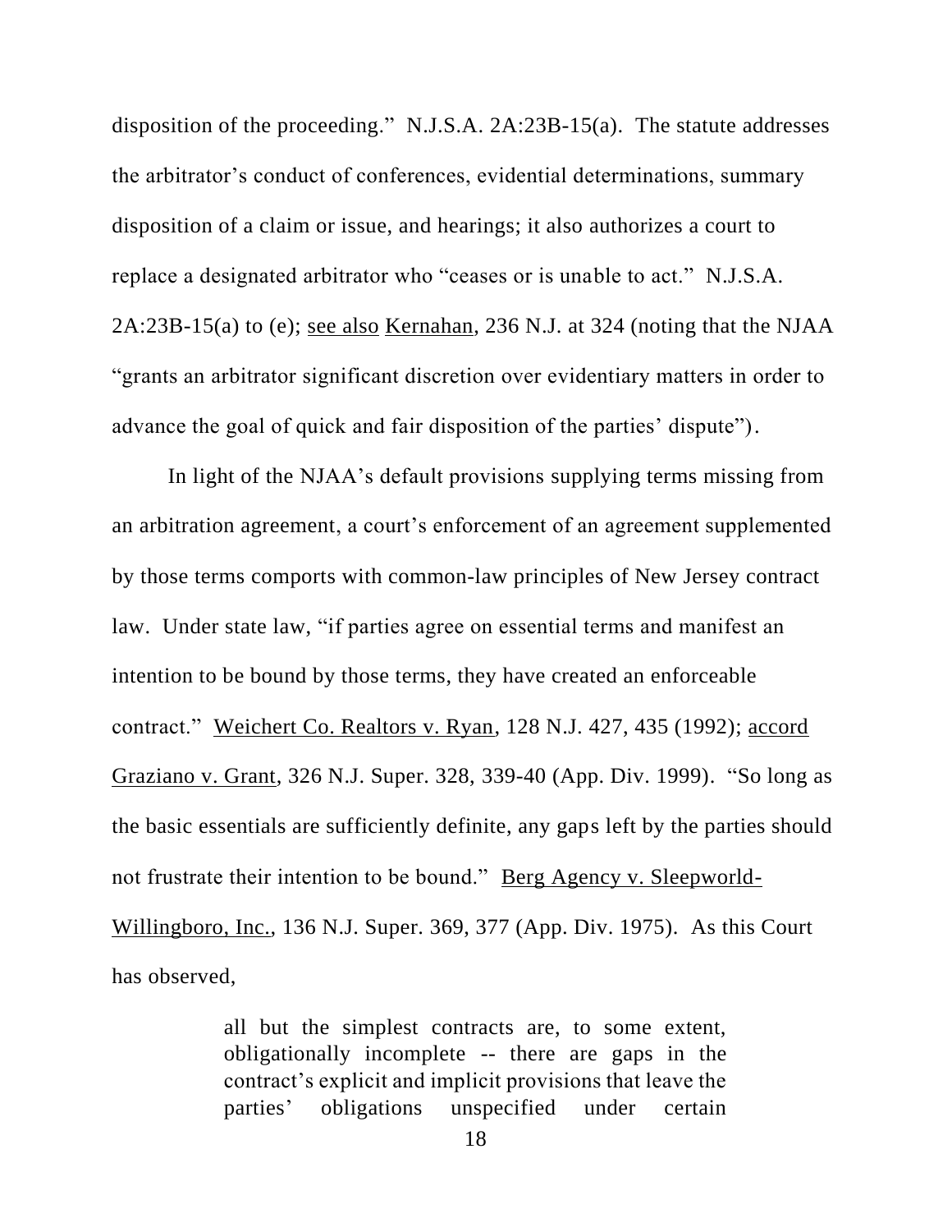disposition of the proceeding." N.J.S.A. 2A:23B-15(a). The statute addresses the arbitrator's conduct of conferences, evidential determinations, summary disposition of a claim or issue, and hearings; it also authorizes a court to replace a designated arbitrator who "ceases or is unable to act." N.J.S.A. 2A:23B-15(a) to (e); see also Kernahan, 236 N.J. at 324 (noting that the NJAA "grants an arbitrator significant discretion over evidentiary matters in order to advance the goal of quick and fair disposition of the parties' dispute").

In light of the NJAA's default provisions supplying terms missing from an arbitration agreement, a court's enforcement of an agreement supplemented by those terms comports with common-law principles of New Jersey contract law. Under state law, "if parties agree on essential terms and manifest an intention to be bound by those terms, they have created an enforceable contract." Weichert Co. Realtors v. Ryan, 128 N.J. 427, 435 (1992); accord Graziano v. Grant, 326 N.J. Super. 328, 339-40 (App. Div. 1999). "So long as the basic essentials are sufficiently definite, any gaps left by the parties should not frustrate their intention to be bound." Berg Agency v. Sleepworld-Willingboro, Inc., 136 N.J. Super. 369, 377 (App. Div. 1975). As this Court has observed,

> all but the simplest contracts are, to some extent, obligationally incomplete -- there are gaps in the contract's explicit and implicit provisions that leave the parties' obligations unspecified under certain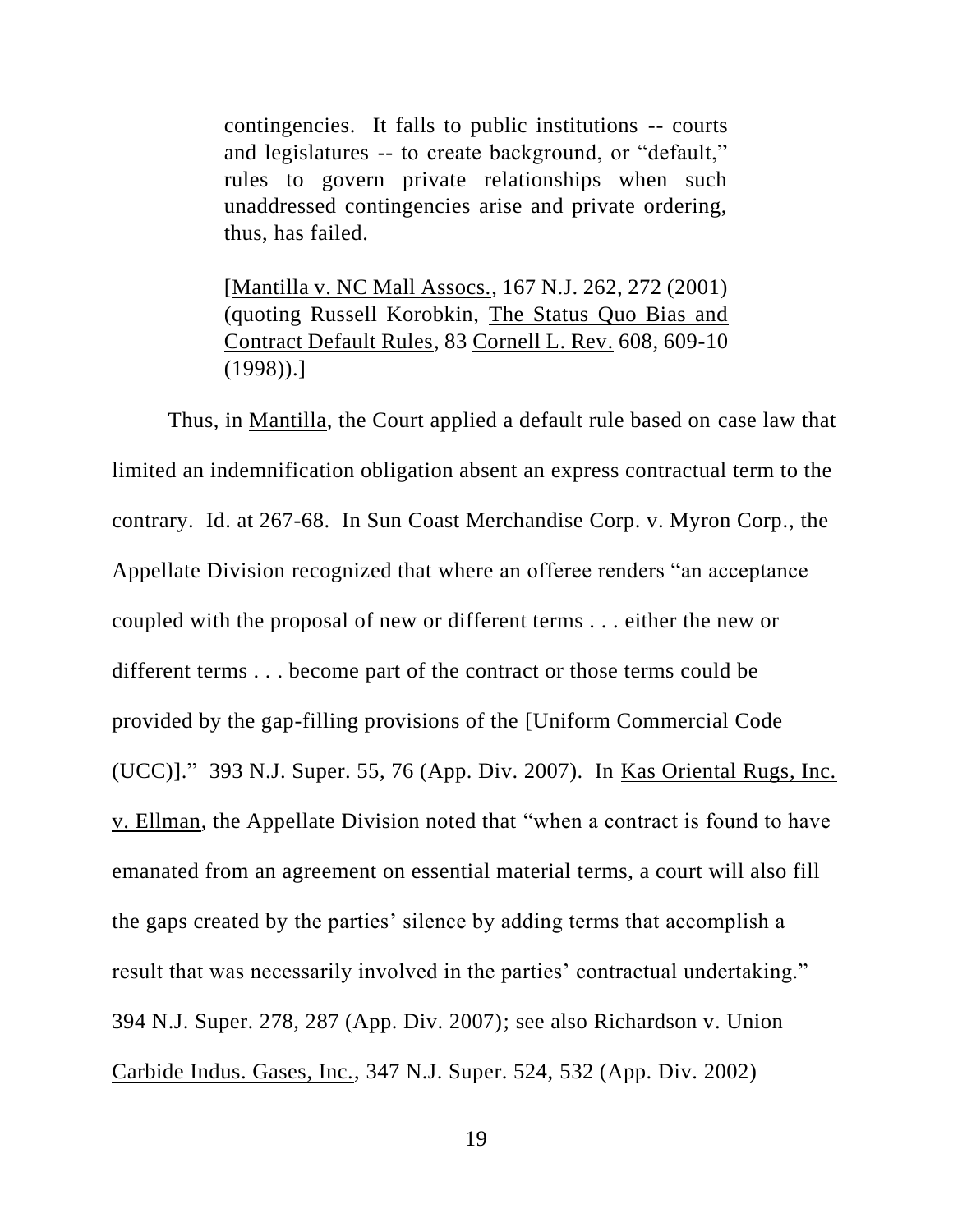> contingencies. It falls to public institutions -- courts and legislatures -- to create background, or "default," rules to govern private relationships when such unaddressed contingencies arise and private ordering, thus, has failed.
>
> [Mantilla v. NC Mall Assocs., 167 N.J. 262, 272 (2001) (quoting Russell Korobkin, The Status Quo Bias and Contract Default Rules, 83 Cornell L. Rev. 608, 609-10 (1998)).]

Thus, in Mantilla, the Court applied a default rule based on case law that limited an indemnification obligation absent an express contractual term to the contrary. Id. at 267-68. In Sun Coast Merchandise Corp. v. Myron Corp., the Appellate Division recognized that where an offeree renders "an acceptance coupled with the proposal of new or different terms . . . either the new or different terms . . . become part of the contract or those terms could be provided by the gap-filling provisions of the [Uniform Commercial Code (UCC)]." 393 N.J. Super. 55, 76 (App. Div. 2007). In Kas Oriental Rugs, Inc. v. Ellman, the Appellate Division noted that "when a contract is found to have emanated from an agreement on essential material terms, a court will also fill the gaps created by the parties' silence by adding terms that accomplish a result that was necessarily involved in the parties' contractual undertaking." 394 N.J. Super. 278, 287 (App. Div. 2007); see also Richardson v. Union Carbide Indus. Gases, Inc., 347 N.J. Super. 524, 532 (App. Div. 2002)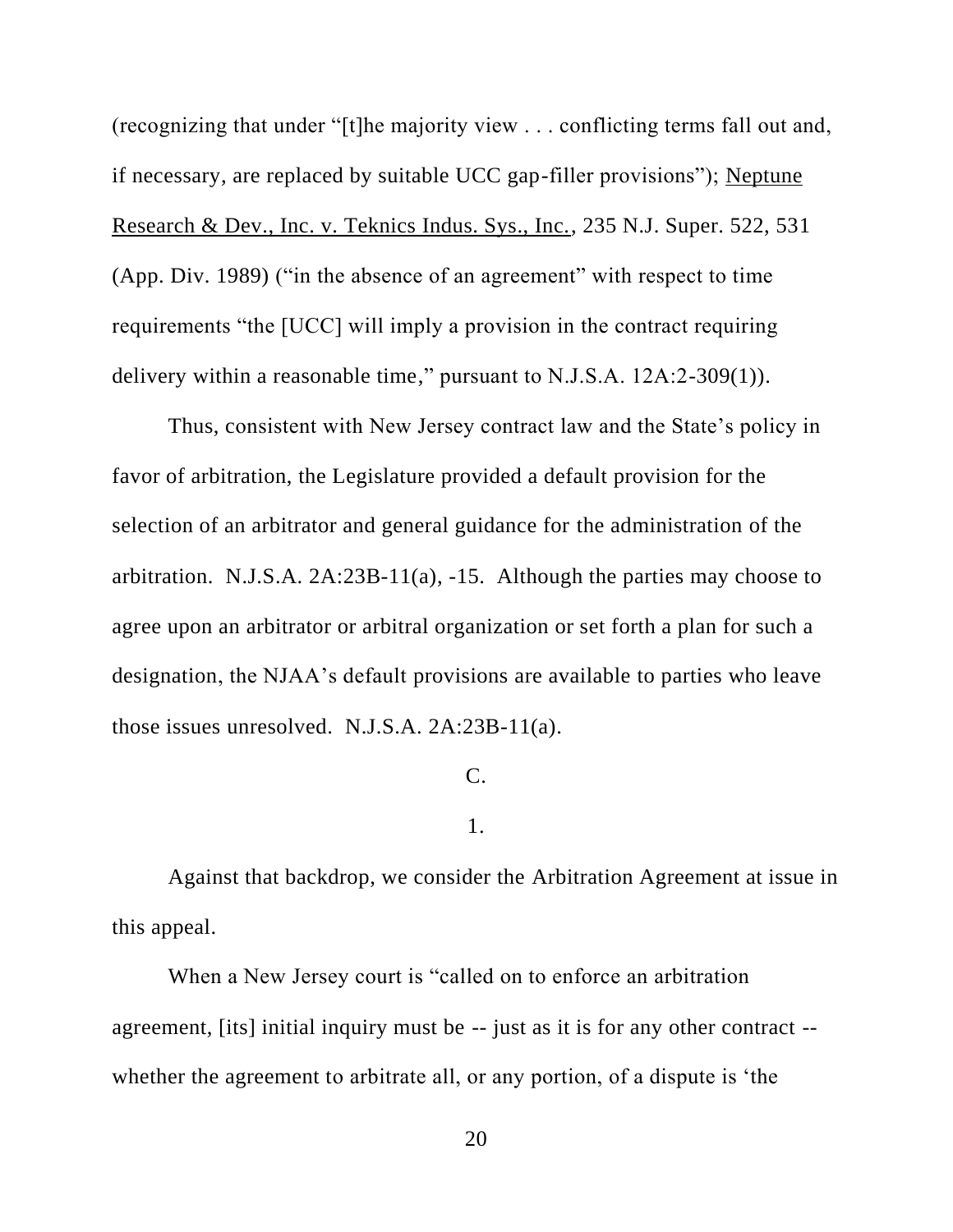(recognizing that under "[t]he majority view . . . conflicting terms fall out and, if necessary, are replaced by suitable UCC gap-filler provisions"); Neptune Research & Dev., Inc. v. Teknics Indus. Sys., Inc., 235 N.J. Super. 522, 531 (App. Div. 1989) ("in the absence of an agreement" with respect to time requirements "the [UCC] will imply a provision in the contract requiring delivery within a reasonable time," pursuant to N.J.S.A. 12A:2-309(1)).

Thus, consistent with New Jersey contract law and the State's policy in favor of arbitration, the Legislature provided a default provision for the selection of an arbitrator and general guidance for the administration of the arbitration. N.J.S.A. 2A:23B-11(a), -15. Although the parties may choose to agree upon an arbitrator or arbitral organization or set forth a plan for such a designation, the NJAA's default provisions are available to parties who leave those issues unresolved. N.J.S.A. 2A:23B-11(a).

C.

1.

Against that backdrop, we consider the Arbitration Agreement at issue in this appeal.

When a New Jersey court is "called on to enforce an arbitration agreement, [its] initial inquiry must be -- just as it is for any other contract -- whether the agreement to arbitrate all, or any portion, of a dispute is 'the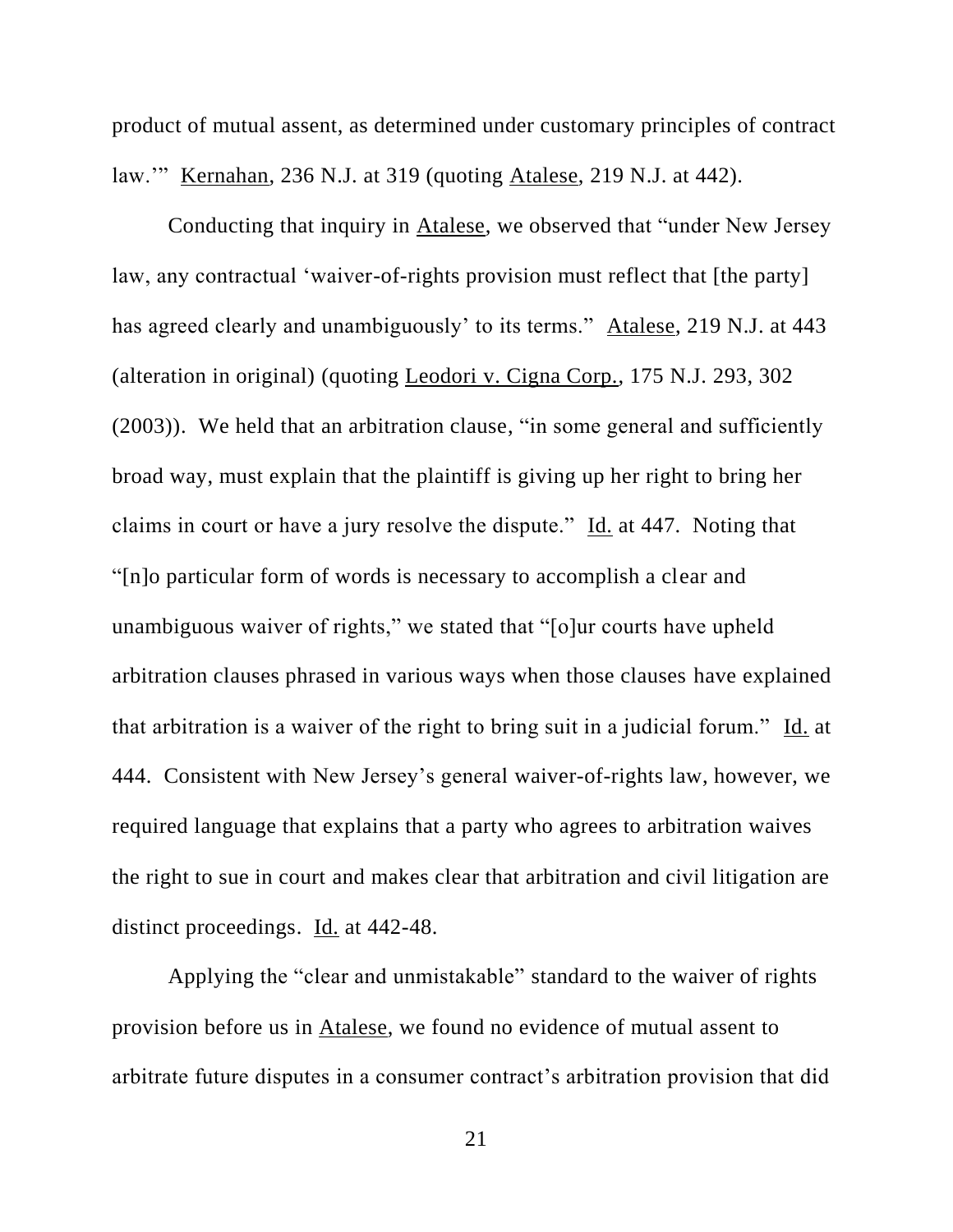product of mutual assent, as determined under customary principles of contract law.'" Kernahan, 236 N.J. at 319 (quoting Atalese, 219 N.J. at 442).

Conducting that inquiry in Atalese, we observed that "under New Jersey law, any contractual 'waiver-of-rights provision must reflect that [the party] has agreed clearly and unambiguously' to its terms." Atalese, 219 N.J. at 443 (alteration in original) (quoting Leodori v. Cigna Corp., 175 N.J. 293, 302 (2003)). We held that an arbitration clause, "in some general and sufficiently broad way, must explain that the plaintiff is giving up her right to bring her claims in court or have a jury resolve the dispute." Id. at 447. Noting that "[n]o particular form of words is necessary to accomplish a clear and unambiguous waiver of rights," we stated that "[o]ur courts have upheld arbitration clauses phrased in various ways when those clauses have explained that arbitration is a waiver of the right to bring suit in a judicial forum." Id. at 444. Consistent with New Jersey's general waiver-of-rights law, however, we required language that explains that a party who agrees to arbitration waives the right to sue in court and makes clear that arbitration and civil litigation are distinct proceedings. Id. at 442-48.

Applying the "clear and unmistakable" standard to the waiver of rights provision before us in Atalese, we found no evidence of mutual assent to arbitrate future disputes in a consumer contract's arbitration provision that did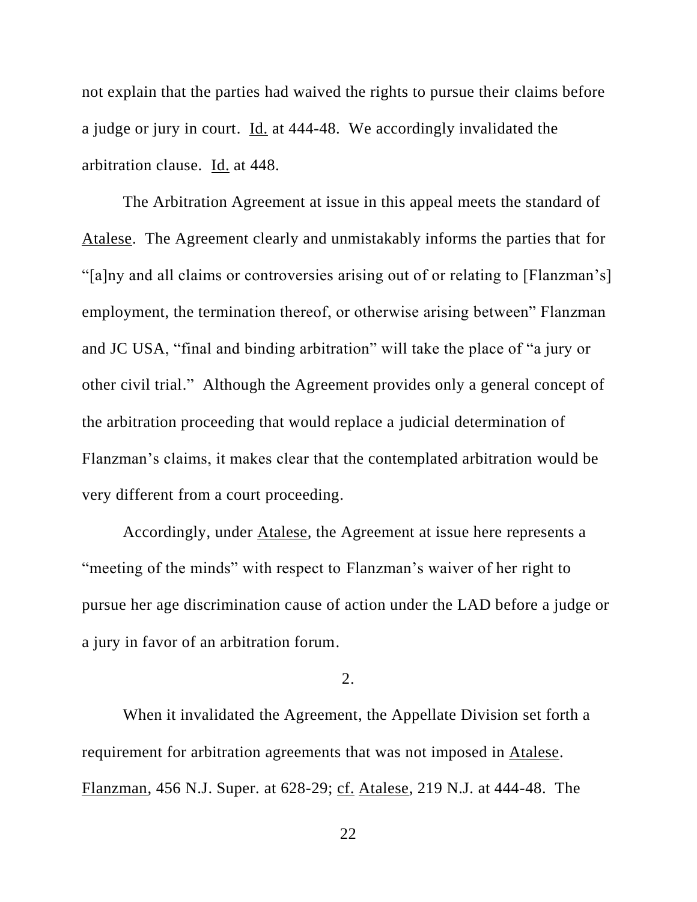not explain that the parties had waived the rights to pursue their claims before a judge or jury in court. Id. at 444-48. We accordingly invalidated the arbitration clause. Id. at 448.

The Arbitration Agreement at issue in this appeal meets the standard of Atalese. The Agreement clearly and unmistakably informs the parties that for "[a]ny and all claims or controversies arising out of or relating to [Flanzman's] employment, the termination thereof, or otherwise arising between" Flanzman and JC USA, "final and binding arbitration" will take the place of "a jury or other civil trial." Although the Agreement provides only a general concept of the arbitration proceeding that would replace a judicial determination of Flanzman's claims, it makes clear that the contemplated arbitration would be very different from a court proceeding.

Accordingly, under Atalese, the Agreement at issue here represents a "meeting of the minds" with respect to Flanzman's waiver of her right to pursue her age discrimination cause of action under the LAD before a judge or a jury in favor of an arbitration forum.

2.

When it invalidated the Agreement, the Appellate Division set forth a requirement for arbitration agreements that was not imposed in Atalese. Flanzman, 456 N.J. Super. at 628-29; cf. Atalese, 219 N.J. at 444-48. The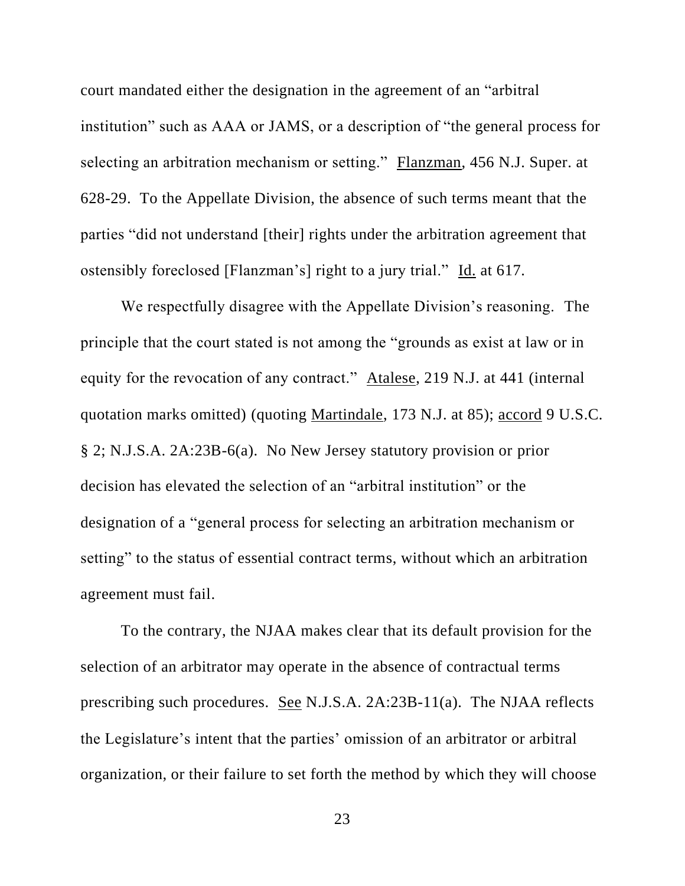court mandated either the designation in the agreement of an "arbitral institution" such as AAA or JAMS, or a description of "the general process for selecting an arbitration mechanism or setting." Flanzman, 456 N.J. Super. at 628-29. To the Appellate Division, the absence of such terms meant that the parties "did not understand [their] rights under the arbitration agreement that ostensibly foreclosed [Flanzman's] right to a jury trial." Id. at 617.

We respectfully disagree with the Appellate Division's reasoning. The principle that the court stated is not among the "grounds as exist at law or in equity for the revocation of any contract." Atalese, 219 N.J. at 441 (internal quotation marks omitted) (quoting Martindale, 173 N.J. at 85); accord 9 U.S.C. § 2; N.J.S.A. 2A:23B-6(a). No New Jersey statutory provision or prior decision has elevated the selection of an "arbitral institution" or the designation of a "general process for selecting an arbitration mechanism or setting" to the status of essential contract terms, without which an arbitration agreement must fail.

To the contrary, the NJAA makes clear that its default provision for the selection of an arbitrator may operate in the absence of contractual terms prescribing such procedures. See N.J.S.A. 2A:23B-11(a). The NJAA reflects the Legislature's intent that the parties' omission of an arbitrator or arbitral organization, or their failure to set forth the method by which they will choose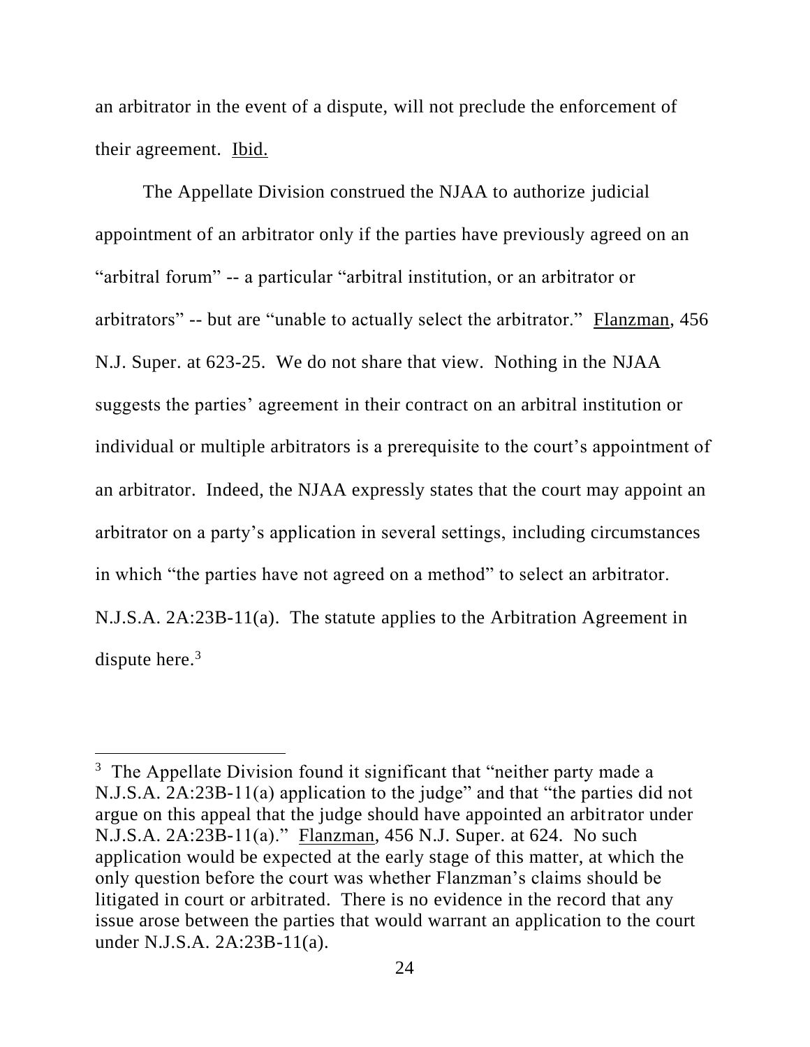an arbitrator in the event of a dispute, will not preclude the enforcement of their agreement. Ibid.

The Appellate Division construed the NJAA to authorize judicial appointment of an arbitrator only if the parties have previously agreed on an "arbitral forum" -- a particular "arbitral institution, or an arbitrator or arbitrators" -- but are "unable to actually select the arbitrator." Flanzman, 456 N.J. Super. at 623-25. We do not share that view. Nothing in the NJAA suggests the parties' agreement in their contract on an arbitral institution or individual or multiple arbitrators is a prerequisite to the court's appointment of an arbitrator. Indeed, the NJAA expressly states that the court may appoint an arbitrator on a party's application in several settings, including circumstances in which "the parties have not agreed on a method" to select an arbitrator. N.J.S.A. 2A:23B-11(a). The statute applies to the Arbitration Agreement in dispute here.[3]

[3] The Appellate Division found it significant that "neither party made a N.J.S.A. 2A:23B-11(a) application to the judge" and that "the parties did not argue on this appeal that the judge should have appointed an arbitrator under N.J.S.A. 2A:23B-11(a)." Flanzman, 456 N.J. Super. at 624. No such application would be expected at the early stage of this matter, at which the only question before the court was whether Flanzman's claims should be litigated in court or arbitrated. There is no evidence in the record that any issue arose between the parties that would warrant an application to the court under N.J.S.A. 2A:23B-11(a).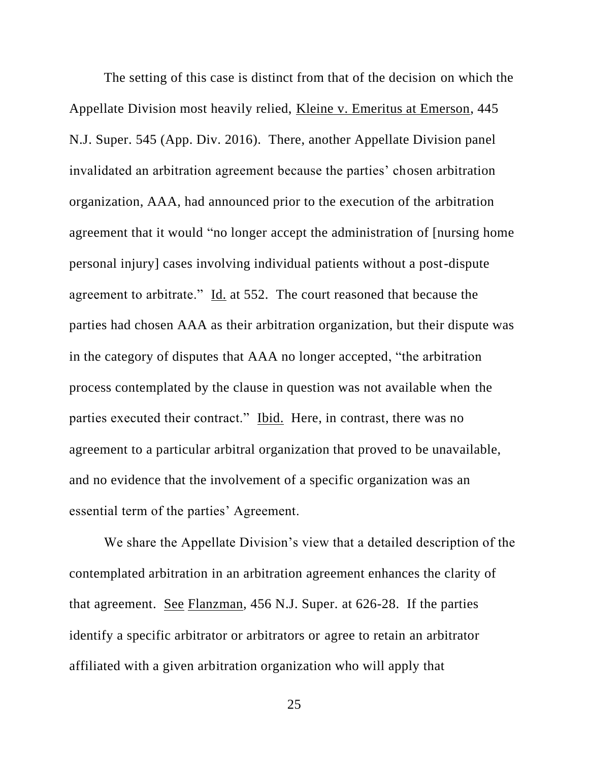The setting of this case is distinct from that of the decision on which the Appellate Division most heavily relied, Kleine v. Emeritus at Emerson, 445 N.J. Super. 545 (App. Div. 2016). There, another Appellate Division panel invalidated an arbitration agreement because the parties' chosen arbitration organization, AAA, had announced prior to the execution of the arbitration agreement that it would "no longer accept the administration of [nursing home personal injury] cases involving individual patients without a post-dispute agreement to arbitrate." Id. at 552. The court reasoned that because the parties had chosen AAA as their arbitration organization, but their dispute was in the category of disputes that AAA no longer accepted, "the arbitration process contemplated by the clause in question was not available when the parties executed their contract." Ibid. Here, in contrast, there was no agreement to a particular arbitral organization that proved to be unavailable, and no evidence that the involvement of a specific organization was an essential term of the parties' Agreement.

We share the Appellate Division's view that a detailed description of the contemplated arbitration in an arbitration agreement enhances the clarity of that agreement. See Flanzman, 456 N.J. Super. at 626-28. If the parties identify a specific arbitrator or arbitrators or agree to retain an arbitrator affiliated with a given arbitration organization who will apply that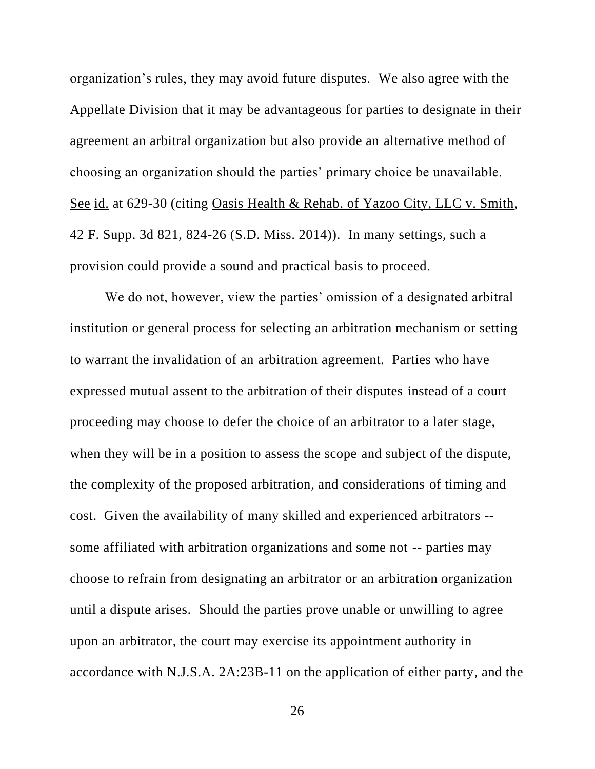organization's rules, they may avoid future disputes. We also agree with the Appellate Division that it may be advantageous for parties to designate in their agreement an arbitral organization but also provide an alternative method of choosing an organization should the parties' primary choice be unavailable. See id. at 629-30 (citing Oasis Health & Rehab. of Yazoo City, LLC v. Smith, 42 F. Supp. 3d 821, 824-26 (S.D. Miss. 2014)). In many settings, such a provision could provide a sound and practical basis to proceed.

We do not, however, view the parties' omission of a designated arbitral institution or general process for selecting an arbitration mechanism or setting to warrant the invalidation of an arbitration agreement. Parties who have expressed mutual assent to the arbitration of their disputes instead of a court proceeding may choose to defer the choice of an arbitrator to a later stage, when they will be in a position to assess the scope and subject of the dispute, the complexity of the proposed arbitration, and considerations of timing and cost. Given the availability of many skilled and experienced arbitrators -- some affiliated with arbitration organizations and some not -- parties may choose to refrain from designating an arbitrator or an arbitration organization until a dispute arises. Should the parties prove unable or unwilling to agree upon an arbitrator, the court may exercise its appointment authority in accordance with N.J.S.A. 2A:23B-11 on the application of either party, and the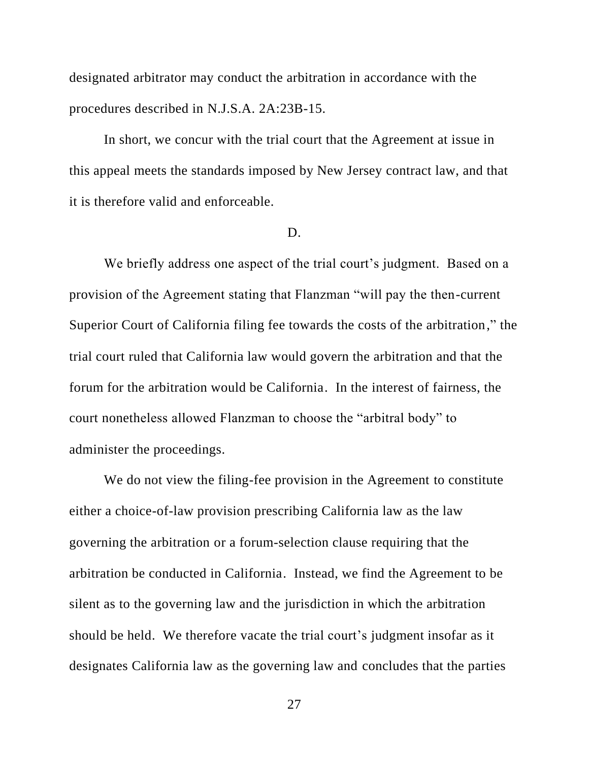designated arbitrator may conduct the arbitration in accordance with the procedures described in N.J.S.A. 2A:23B-15.

In short, we concur with the trial court that the Agreement at issue in this appeal meets the standards imposed by New Jersey contract law, and that it is therefore valid and enforceable.

D.

We briefly address one aspect of the trial court's judgment. Based on a provision of the Agreement stating that Flanzman "will pay the then-current Superior Court of California filing fee towards the costs of the arbitration," the trial court ruled that California law would govern the arbitration and that the forum for the arbitration would be California. In the interest of fairness, the court nonetheless allowed Flanzman to choose the "arbitral body" to administer the proceedings.

We do not view the filing-fee provision in the Agreement to constitute either a choice-of-law provision prescribing California law as the law governing the arbitration or a forum-selection clause requiring that the arbitration be conducted in California. Instead, we find the Agreement to be silent as to the governing law and the jurisdiction in which the arbitration should be held. We therefore vacate the trial court's judgment insofar as it designates California law as the governing law and concludes that the parties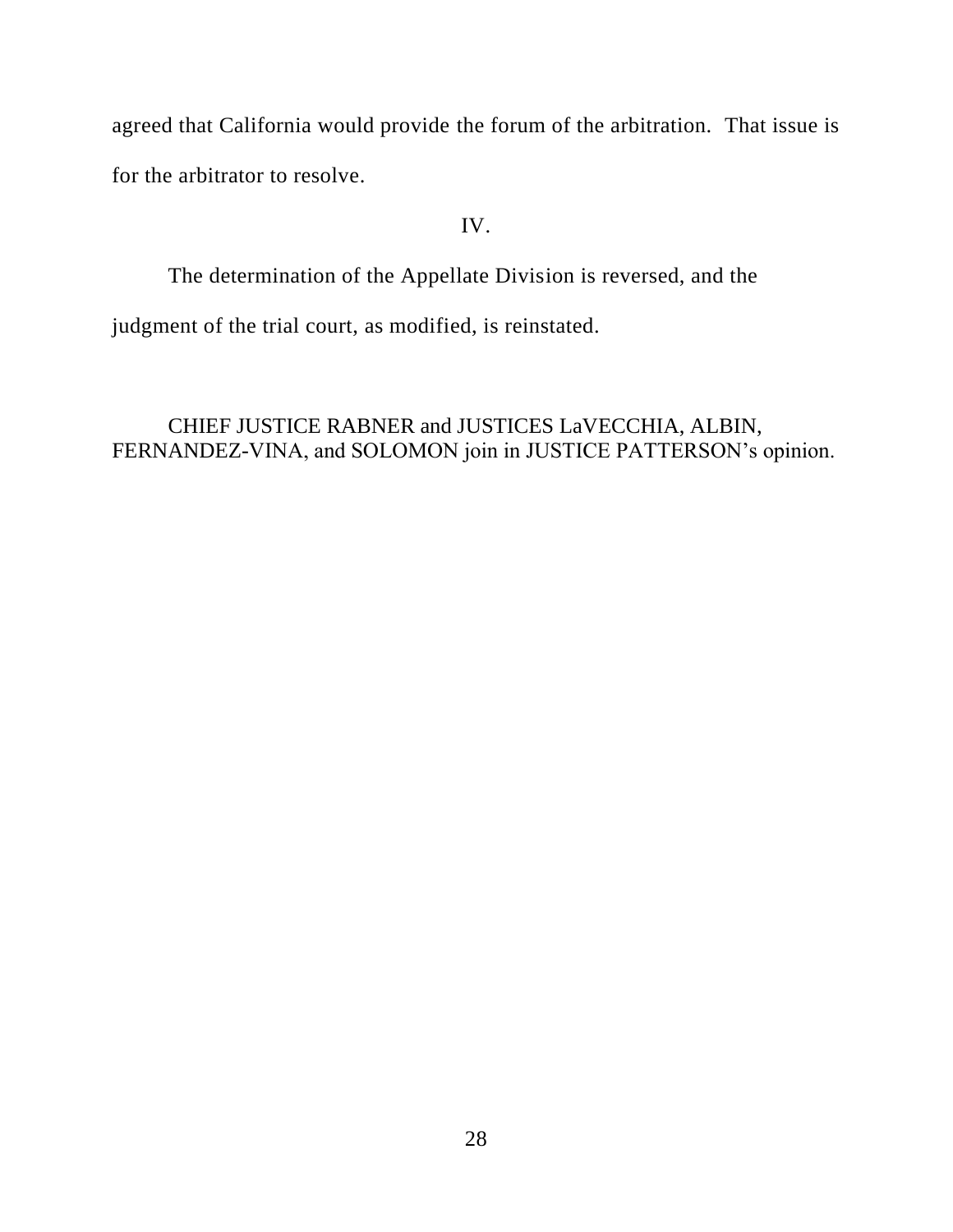agreed that California would provide the forum of the arbitration. That issue is for the arbitrator to resolve.

## IV.

The determination of the Appellate Division is reversed, and the judgment of the trial court, as modified, is reinstated.

CHIEF JUSTICE RABNER and JUSTICES LaVECCHIA, ALBIN, FERNANDEZ-VINA, and SOLOMON join in JUSTICE PATTERSON's opinion.